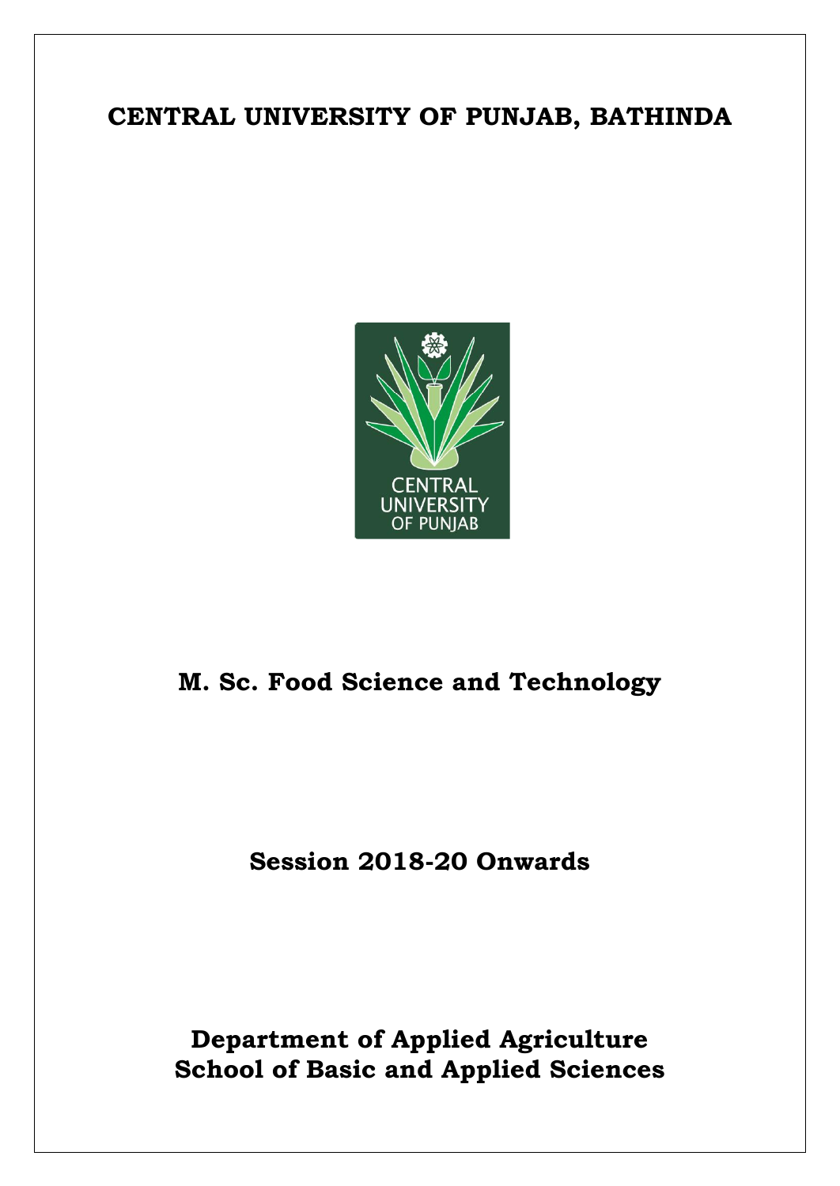# CENTRAL UNIVERSITY OF PUNJAB, BATHINDA

CENTRAL UNIVERSITY OF PUNJAB

## M. Sc. Food Science and Technology

## Session 2018-20 Onwards

## Department of Applied Agriculture
## School of Basic and Applied Sciences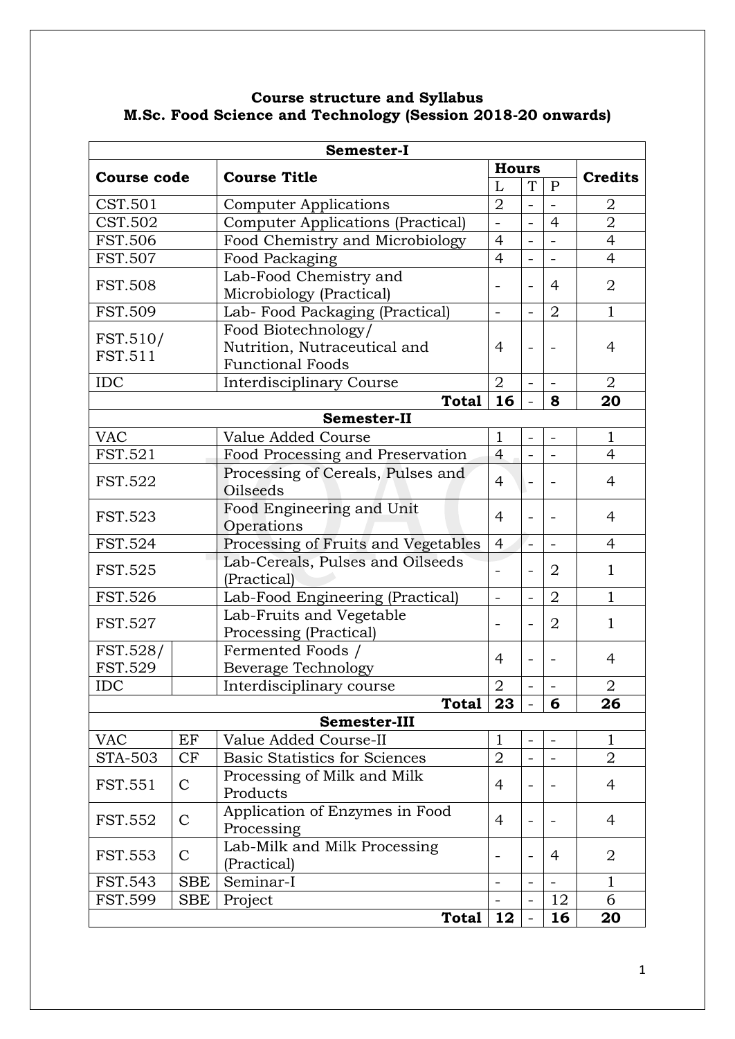**Course structure and Syllabus**
**M.Sc. Food Science and Technology (Session 2018-20 onwards)**

| Course code | | Course Title | Hours | | | Credits |
|---|---|---|---|---|---|---|
| | | | L | T | P | |
| **Semester-I** | | | | | | |
| CST.501 | | Computer Applications | 2 | - | - | 2 |
| CST.502 | | Computer Applications (Practical) | - | - | 4 | 2 |
| FST.506 | | Food Chemistry and Microbiology | 4 | - | - | 4 |
| FST.507 | | Food Packaging | 4 | - | - | 4 |
| FST.508 | | Lab-Food Chemistry and Microbiology (Practical) | - | - | 4 | 2 |
| FST.509 | | Lab- Food Packaging (Practical) | - | - | 2 | 1 |
| FST.510/ FST.511 | | Food Biotechnology/ Nutrition, Nutraceutical and Functional Foods | 4 | - | - | 4 |
| IDC | | Interdisciplinary Course | 2 | - | - | 2 |
| | | **Total** | **16** | - | **8** | **20** |
| **Semester-II** | | | | | | |
| VAC | | Value Added Course | 1 | - | - | 1 |
| FST.521 | | Food Processing and Preservation | 4 | - | - | 4 |
| FST.522 | | Processing of Cereals, Pulses and Oilseeds | 4 | - | - | 4 |
| FST.523 | | Food Engineering and Unit Operations | 4 | - | - | 4 |
| FST.524 | | Processing of Fruits and Vegetables | 4 | - | - | 4 |
| FST.525 | | Lab-Cereals, Pulses and Oilseeds (Practical) | - | - | 2 | 1 |
| FST.526 | | Lab-Food Engineering (Practical) | - | - | 2 | 1 |
| FST.527 | | Lab-Fruits and Vegetable Processing (Practical) | - | - | 2 | 1 |
| FST.528/ FST.529 | | Fermented Foods / Beverage Technology | 4 | - | - | 4 |
| IDC | | Interdisciplinary course | 2 | - | - | 2 |
| | | **Total** | **23** | - | **6** | **26** |
| **Semester-III** | | | | | | |
| VAC | EF | Value Added Course-II | 1 | - | - | 1 |
| STA-503 | CF | Basic Statistics for Sciences | 2 | - | - | 2 |
| FST.551 | C | Processing of Milk and Milk Products | 4 | - | - | 4 |
| FST.552 | C | Application of Enzymes in Food Processing | 4 | - | - | 4 |
| FST.553 | C | Lab-Milk and Milk Processing (Practical) | - | - | 4 | 2 |
| FST.543 | SBE | Seminar-I | - | - | - | 1 |
| FST.599 | SBE | Project | - | - | 12 | 6 |
| | | **Total** | **12** | - | **16** | **20** |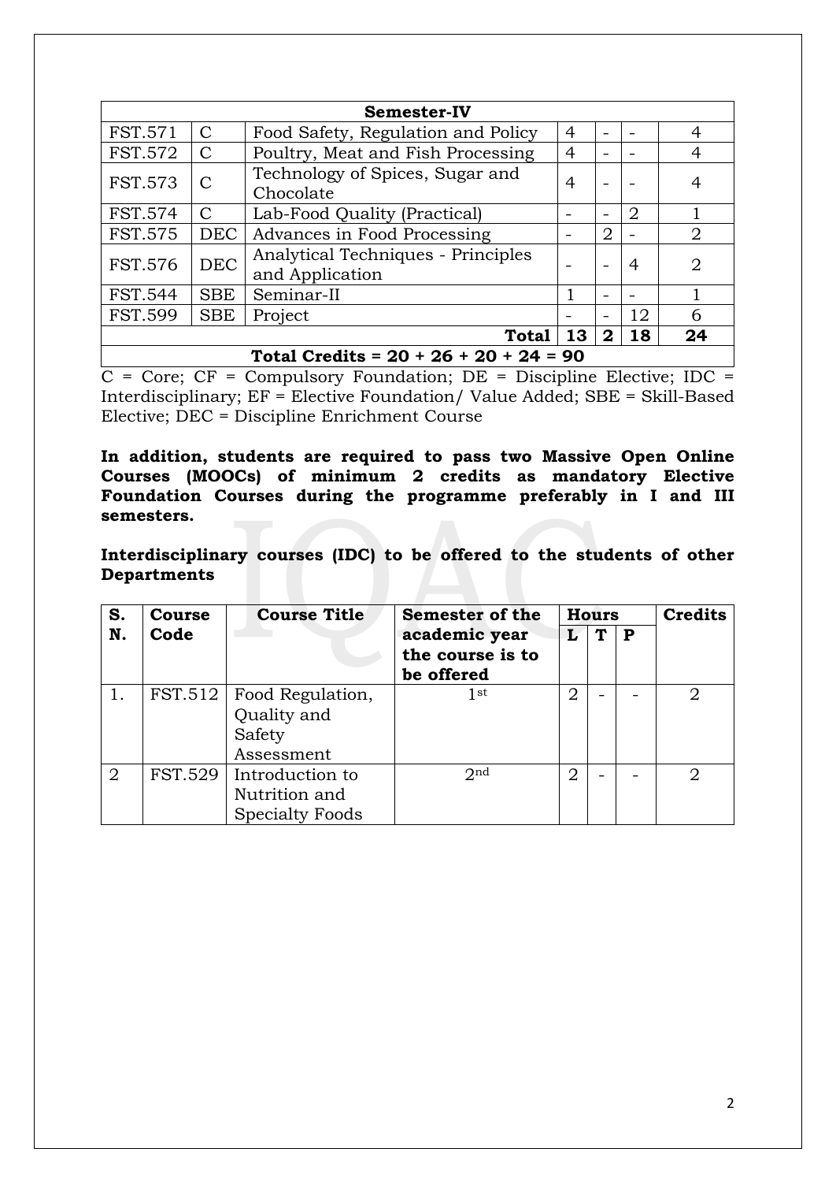| Semester-IV | | | | | | |
|---|---|---|---|---|---|---|
| FST.571 | C | Food Safety, Regulation and Policy | 4 | - | - | 4 |
| FST.572 | C | Poultry, Meat and Fish Processing | 4 | - | - | 4 |
| FST.573 | C | Technology of Spices, Sugar and Chocolate | 4 | - | - | 4 |
| FST.574 | C | Lab-Food Quality (Practical) | - | - | 2 | 1 |
| FST.575 | DEC | Advances in Food Processing | - | 2 | - | 2 |
| FST.576 | DEC | Analytical Techniques - Principles and Application | - | - | 4 | 2 |
| FST.544 | SBE | Seminar-II | 1 | - | - | 1 |
| FST.599 | SBE | Project | - | - | 12 | 6 |
| | | **Total** | **13** | **2** | **18** | **24** |
| **Total Credits = 20 + 26 + 20 + 24 = 90** | | | | | | |

C = Core; CF = Compulsory Foundation; DE = Discipline Elective; IDC = Interdisciplinary; EF = Elective Foundation/ Value Added; SBE = Skill-Based Elective; DEC = Discipline Enrichment Course

**In addition, students are required to pass two Massive Open Online Courses (MOOCs) of minimum 2 credits as mandatory Elective Foundation Courses during the programme preferably in I and III semesters.**

**Interdisciplinary courses (IDC) to be offered to the students of other Departments**

| S. N. | Course Code | Course Title | Semester of the academic year the course is to be offered | Hours | | | Credits |
|---|---|---|---|---|---|---|---|
| | | | | L | T | P | |
| 1. | FST.512 | Food Regulation, Quality and Safety Assessment | 1st | 2 | - | - | 2 |
| 2 | FST.529 | Introduction to Nutrition and Specialty Foods | 2nd | 2 | - | - | 2 |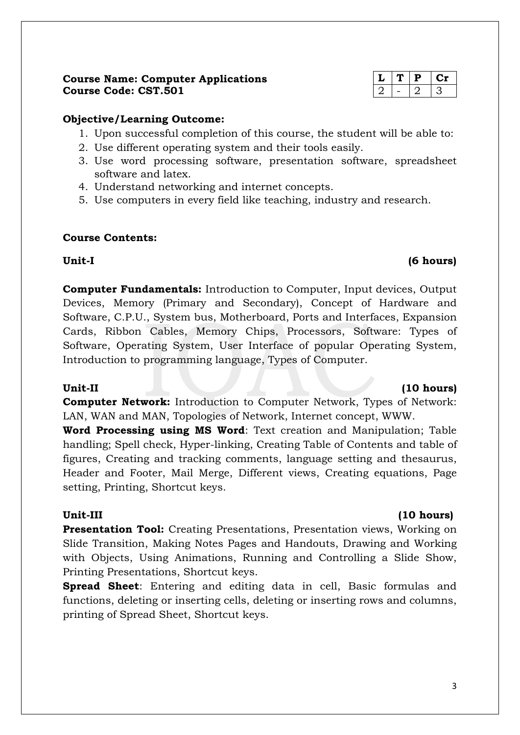**Course Name: Computer Applications**
**Course Code: CST.501**

| L | T | P | Cr |
|---|---|---|---|
| 2 | - | 2 | 3 |

**Objective/Learning Outcome:**

1. Upon successful completion of this course, the student will be able to:
2. Use different operating system and their tools easily.
3. Use word processing software, presentation software, spreadsheet software and latex.
4. Understand networking and internet concepts.
5. Use computers in every field like teaching, industry and research.

**Course Contents:**

**Unit-I (6 hours)**

**Computer Fundamentals:** Introduction to Computer, Input devices, Output Devices, Memory (Primary and Secondary), Concept of Hardware and Software, C.P.U., System bus, Motherboard, Ports and Interfaces, Expansion Cards, Ribbon Cables, Memory Chips, Processors, Software: Types of Software, Operating System, User Interface of popular Operating System, Introduction to programming language, Types of Computer.

**Unit-II (10 hours)**

**Computer Network:** Introduction to Computer Network, Types of Network: LAN, WAN and MAN, Topologies of Network, Internet concept, WWW.

**Word Processing using MS Word**: Text creation and Manipulation; Table handling; Spell check, Hyper-linking, Creating Table of Contents and table of figures, Creating and tracking comments, language setting and thesaurus, Header and Footer, Mail Merge, Different views, Creating equations, Page setting, Printing, Shortcut keys.

**Unit-III (10 hours)**

**Presentation Tool:** Creating Presentations, Presentation views, Working on Slide Transition, Making Notes Pages and Handouts, Drawing and Working with Objects, Using Animations, Running and Controlling a Slide Show, Printing Presentations, Shortcut keys.

**Spread Sheet**: Entering and editing data in cell, Basic formulas and functions, deleting or inserting cells, deleting or inserting rows and columns, printing of Spread Sheet, Shortcut keys.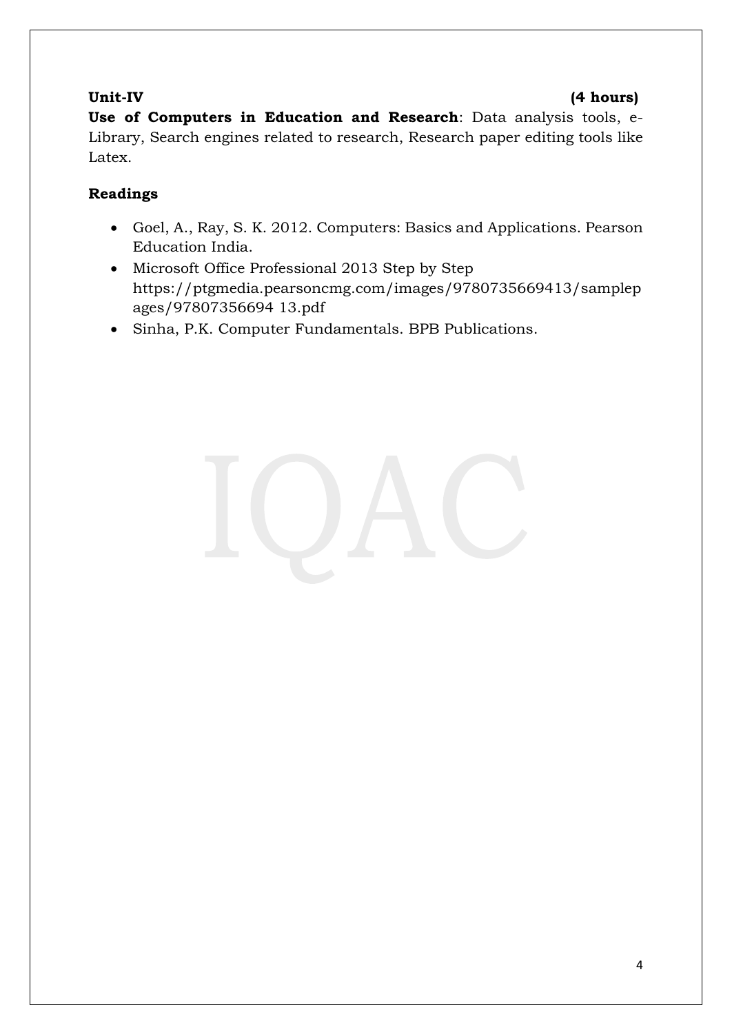**Unit-IV (4 hours)**

**Use of Computers in Education and Research**: Data analysis tools, e-Library, Search engines related to research, Research paper editing tools like Latex.

**Readings**

- Goel, A., Ray, S. K. 2012. Computers: Basics and Applications. Pearson Education India.
- Microsoft Office Professional 2013 Step by Step https://ptgmedia.pearsoncmg.com/images/9780735669413/samplepages/97807356694 13.pdf
- Sinha, P.K. Computer Fundamentals. BPB Publications.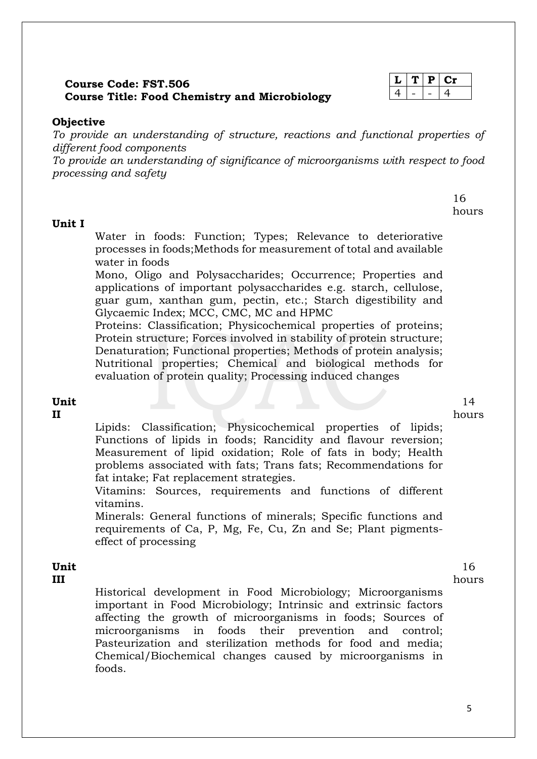**Course Code: FST.506**
**Course Title: Food Chemistry and Microbiology**

| L | T | P | Cr |
|---|---|---|---|
| 4 | - | - | 4 |

**Objective**

*To provide an understanding of structure, reactions and functional properties of different food components*

*To provide an understanding of significance of microorganisms with respect to food processing and safety*

**Unit I** — 16 hours

Water in foods: Function; Types; Relevance to deteriorative processes in foods;Methods for measurement of total and available water in foods

Mono, Oligo and Polysaccharides; Occurrence; Properties and applications of important polysaccharides e.g. starch, cellulose, guar gum, xanthan gum, pectin, etc.; Starch digestibility and Glycaemic Index; MCC, CMC, MC and HPMC

Proteins: Classification; Physicochemical properties of proteins; Protein structure; Forces involved in stability of protein structure; Denaturation; Functional properties; Methods of protein analysis; Nutritional properties; Chemical and biological methods for evaluation of protein quality; Processing induced changes

**Unit II** — 14 hours

Lipids: Classification; Physicochemical properties of lipids; Functions of lipids in foods; Rancidity and flavour reversion; Measurement of lipid oxidation; Role of fats in body; Health problems associated with fats; Trans fats; Recommendations for fat intake; Fat replacement strategies.

Vitamins: Sources, requirements and functions of different vitamins.

Minerals: General functions of minerals; Specific functions and requirements of Ca, P, Mg, Fe, Cu, Zn and Se; Plant pigments-effect of processing

**Unit III** — 16 hours

Historical development in Food Microbiology; Microorganisms important in Food Microbiology; Intrinsic and extrinsic factors affecting the growth of microorganisms in foods; Sources of microorganisms in foods their prevention and control; Pasteurization and sterilization methods for food and media; Chemical/Biochemical changes caused by microorganisms in foods.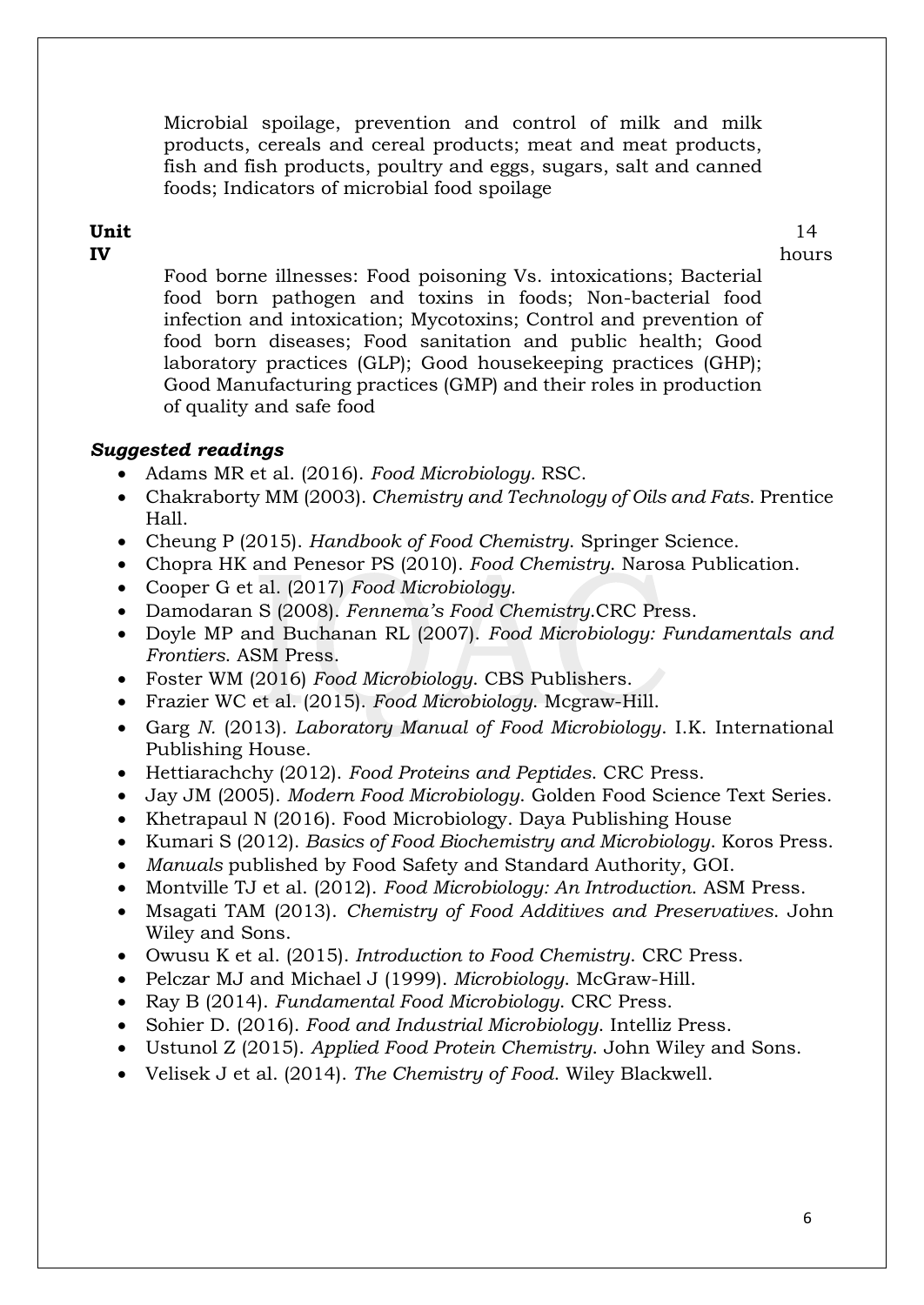Microbial spoilage, prevention and control of milk and milk products, cereals and cereal products; meat and meat products, fish and fish products, poultry and eggs, sugars, salt and canned foods; Indicators of microbial food spoilage

**Unit IV** 14 hours

Food borne illnesses: Food poisoning Vs. intoxications; Bacterial food born pathogen and toxins in foods; Non-bacterial food infection and intoxication; Mycotoxins; Control and prevention of food born diseases; Food sanitation and public health; Good laboratory practices (GLP); Good housekeeping practices (GHP); Good Manufacturing practices (GMP) and their roles in production of quality and safe food

***Suggested readings***

- Adams MR et al. (2016). *Food Microbiology*. RSC.
- Chakraborty MM (2003). *Chemistry and Technology of Oils and Fats*. Prentice Hall.
- Cheung P (2015). *Handbook of Food Chemistry*. Springer Science.
- Chopra HK and Penesor PS (2010). *Food Chemistry*. Narosa Publication.
- Cooper G et al. (2017) *Food Microbiology.*
- Damodaran S (2008). *Fennema's Food Chemistry*.CRC Press.
- Doyle MP and Buchanan RL (2007). *Food Microbiology: Fundamentals and Frontiers*. ASM Press.
- Foster WM (2016) *Food Microbiology*. CBS Publishers.
- Frazier WC et al. (2015). *Food Microbiology*. Mcgraw-Hill.
- Garg *N.* (2013). *Laboratory Manual of Food Microbiology*. I.K. International Publishing House.
- Hettiarachchy (2012). *Food Proteins and Peptides*. CRC Press.
- Jay JM (2005). *Modern Food Microbiology*. Golden Food Science Text Series.
- Khetrapaul N (2016). Food Microbiology. Daya Publishing House
- Kumari S (2012). *Basics of Food Biochemistry and Microbiology*. Koros Press.
- *Manuals* published by Food Safety and Standard Authority, GOI.
- Montville TJ et al. (2012). *Food Microbiology: An Introduction.* ASM Press.
- Msagati TAM (2013). *Chemistry of Food Additives and Preservatives*. John Wiley and Sons.
- Owusu K et al. (2015). *Introduction to Food Chemistry*. CRC Press.
- Pelczar MJ and Michael J (1999). *Microbiology*. McGraw-Hill.
- Ray B (2014). *Fundamental Food Microbiology*. CRC Press.
- Sohier D. (2016). *Food and Industrial Microbiology*. Intelliz Press.
- Ustunol Z (2015). *Applied Food Protein Chemistry*. John Wiley and Sons.
- Velisek J et al. (2014). *The Chemistry of Food*. Wiley Blackwell.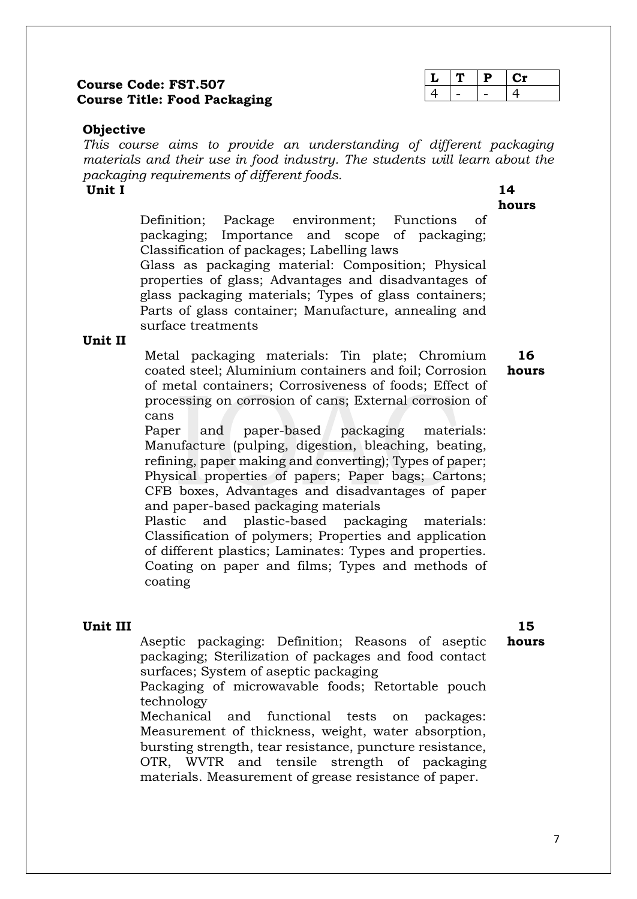**Course Code: FST.507**
**Course Title: Food Packaging**

| L | T | P | Cr |
|---|---|---|---|
| 4 | - | - | 4 |

**Objective**

*This course aims to provide an understanding of different packaging materials and their use in food industry. The students will learn about the packaging requirements of different foods.*

**Unit I** **14 hours**

Definition; Package environment; Functions of packaging; Importance and scope of packaging; Classification of packages; Labelling laws

Glass as packaging material: Composition; Physical properties of glass; Advantages and disadvantages of glass packaging materials; Types of glass containers; Parts of glass container; Manufacture, annealing and surface treatments

**Unit II** **16 hours**

Metal packaging materials: Tin plate; Chromium coated steel; Aluminium containers and foil; Corrosion of metal containers; Corrosiveness of foods; Effect of processing on corrosion of cans; External corrosion of cans

Paper and paper-based packaging materials: Manufacture (pulping, digestion, bleaching, beating, refining, paper making and converting); Types of paper; Physical properties of papers; Paper bags; Cartons; CFB boxes, Advantages and disadvantages of paper and paper-based packaging materials

Plastic and plastic-based packaging materials: Classification of polymers; Properties and application of different plastics; Laminates: Types and properties. Coating on paper and films; Types and methods of coating

**Unit III** **15 hours**

Aseptic packaging: Definition; Reasons of aseptic packaging; Sterilization of packages and food contact surfaces; System of aseptic packaging

Packaging of microwavable foods; Retortable pouch technology

Mechanical and functional tests on packages: Measurement of thickness, weight, water absorption, bursting strength, tear resistance, puncture resistance, OTR, WVTR and tensile strength of packaging materials. Measurement of grease resistance of paper.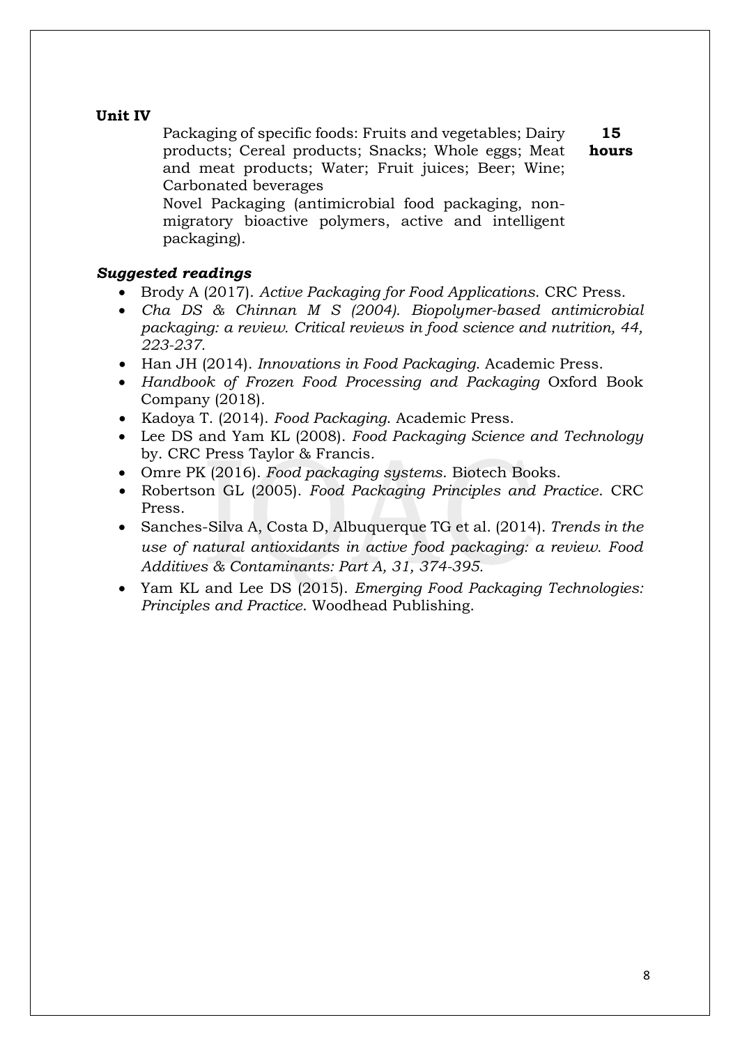**Unit IV**

Packaging of specific foods: Fruits and vegetables; Dairy products; Cereal products; Snacks; Whole eggs; Meat and meat products; Water; Fruit juices; Beer; Wine; Carbonated beverages

Novel Packaging (antimicrobial food packaging, non-migratory bioactive polymers, active and intelligent packaging).

**15 hours**

***Suggested readings***

- Brody A (2017). *Active Packaging for Food Applications*. CRC Press.
- *Cha DS & Chinnan M S (2004). Biopolymer-based antimicrobial packaging: a review. Critical reviews in food science and nutrition, 44, 223-237.*
- Han JH (2014). *Innovations in Food Packaging*. Academic Press.
- *Handbook of Frozen Food Processing and Packaging* Oxford Book Company (2018).
- Kadoya T. (2014). *Food Packaging*. Academic Press.
- Lee DS and Yam KL (2008). *Food Packaging Science and Technology* by. CRC Press Taylor & Francis.
- Omre PK (2016). *Food packaging systems*. Biotech Books.
- Robertson GL (2005). *Food Packaging Principles and Practice*. CRC Press.
- Sanches-Silva A, Costa D, Albuquerque TG et al. (2014). *Trends in the use of natural antioxidants in active food packaging: a review. Food Additives & Contaminants: Part A, 31, 374-395.*
- Yam KL and Lee DS (2015). *Emerging Food Packaging Technologies: Principles and Practice*. Woodhead Publishing.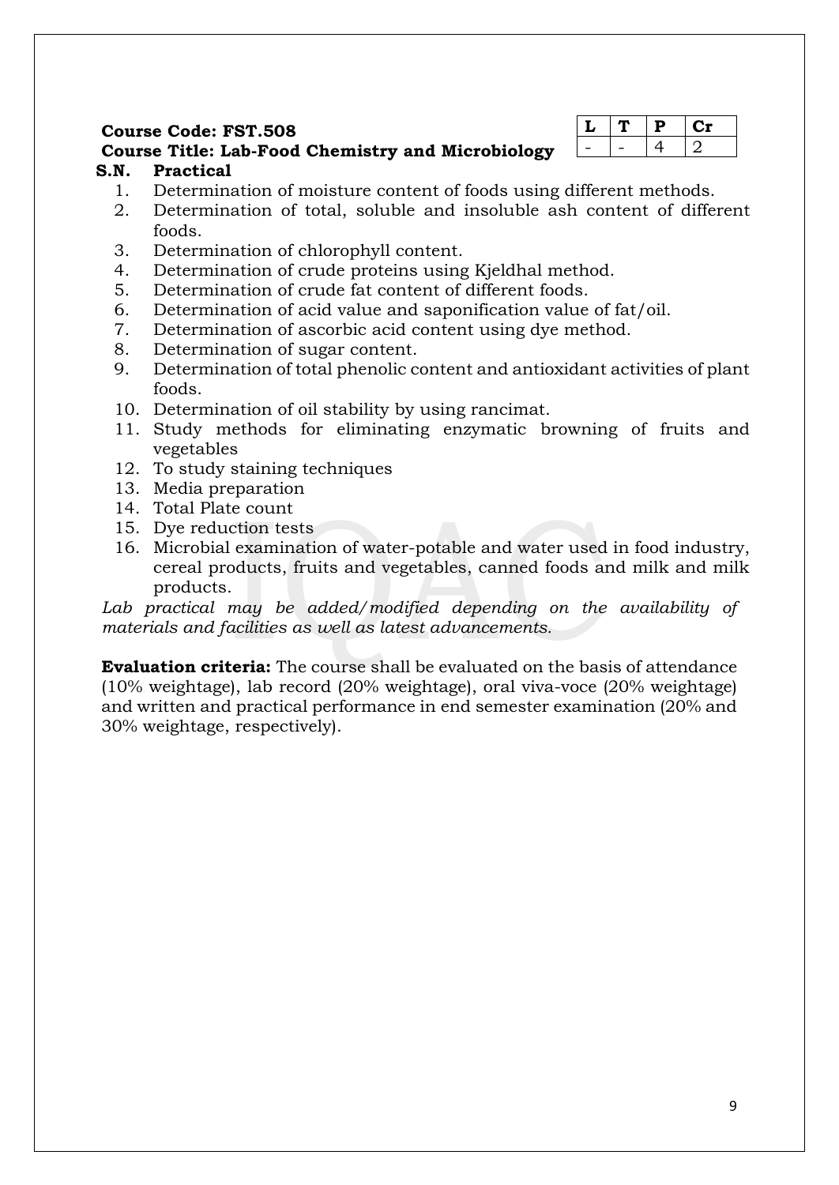**Course Code: FST.508**
**Course Title: Lab-Food Chemistry and Microbiology**

| L | T | P | Cr |
|---|---|---|---|
| - | - | 4 | 2 |

**S.N. Practical**

1. Determination of moisture content of foods using different methods.
2. Determination of total, soluble and insoluble ash content of different foods.
3. Determination of chlorophyll content.
4. Determination of crude proteins using Kjeldhal method.
5. Determination of crude fat content of different foods.
6. Determination of acid value and saponification value of fat/oil.
7. Determination of ascorbic acid content using dye method.
8. Determination of sugar content.
9. Determination of total phenolic content and antioxidant activities of plant foods.
10. Determination of oil stability by using rancimat.
11. Study methods for eliminating enzymatic browning of fruits and vegetables
12. To study staining techniques
13. Media preparation
14. Total Plate count
15. Dye reduction tests
16. Microbial examination of water-potable and water used in food industry, cereal products, fruits and vegetables, canned foods and milk and milk products.

*Lab practical may be added/modified depending on the availability of materials and facilities as well as latest advancements.*

**Evaluation criteria:** The course shall be evaluated on the basis of attendance (10% weightage), lab record (20% weightage), oral viva-voce (20% weightage) and written and practical performance in end semester examination (20% and 30% weightage, respectively).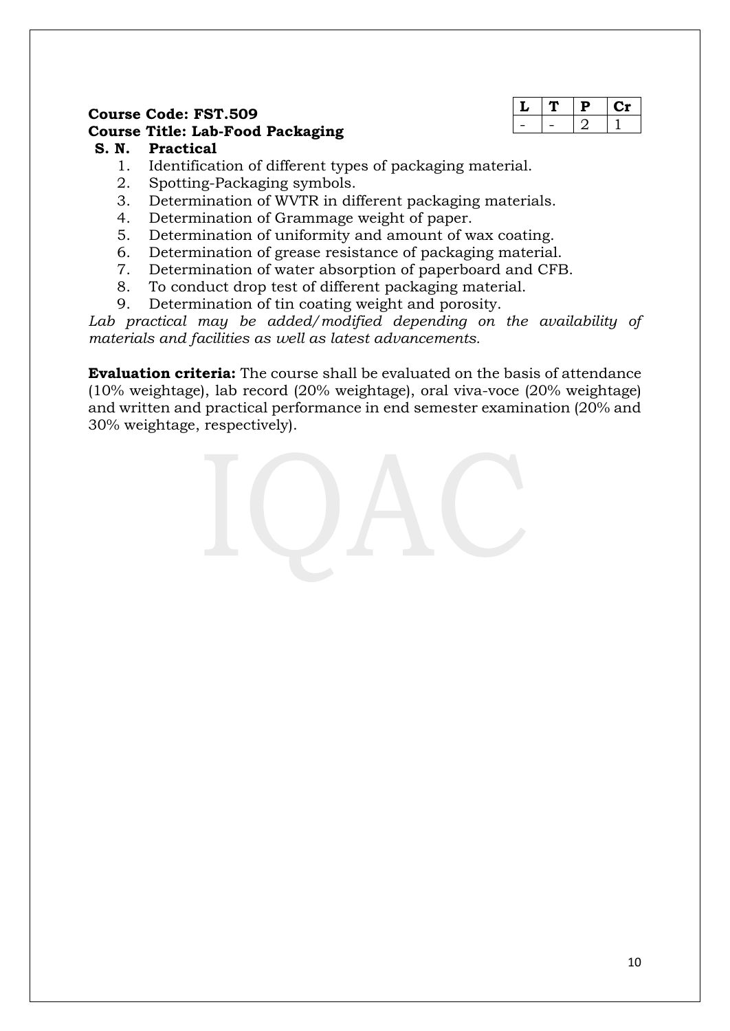**Course Code: FST.509**
**Course Title: Lab-Food Packaging**

| L | T | P | Cr |
|---|---|---|---|
| - | - | 2 | 1 |

**S. N. Practical**

1. Identification of different types of packaging material.
2. Spotting-Packaging symbols.
3. Determination of WVTR in different packaging materials.
4. Determination of Grammage weight of paper.
5. Determination of uniformity and amount of wax coating.
6. Determination of grease resistance of packaging material.
7. Determination of water absorption of paperboard and CFB.
8. To conduct drop test of different packaging material.
9. Determination of tin coating weight and porosity.

*Lab practical may be added/modified depending on the availability of materials and facilities as well as latest advancements.*

**Evaluation criteria:** The course shall be evaluated on the basis of attendance (10% weightage), lab record (20% weightage), oral viva-voce (20% weightage) and written and practical performance in end semester examination (20% and 30% weightage, respectively).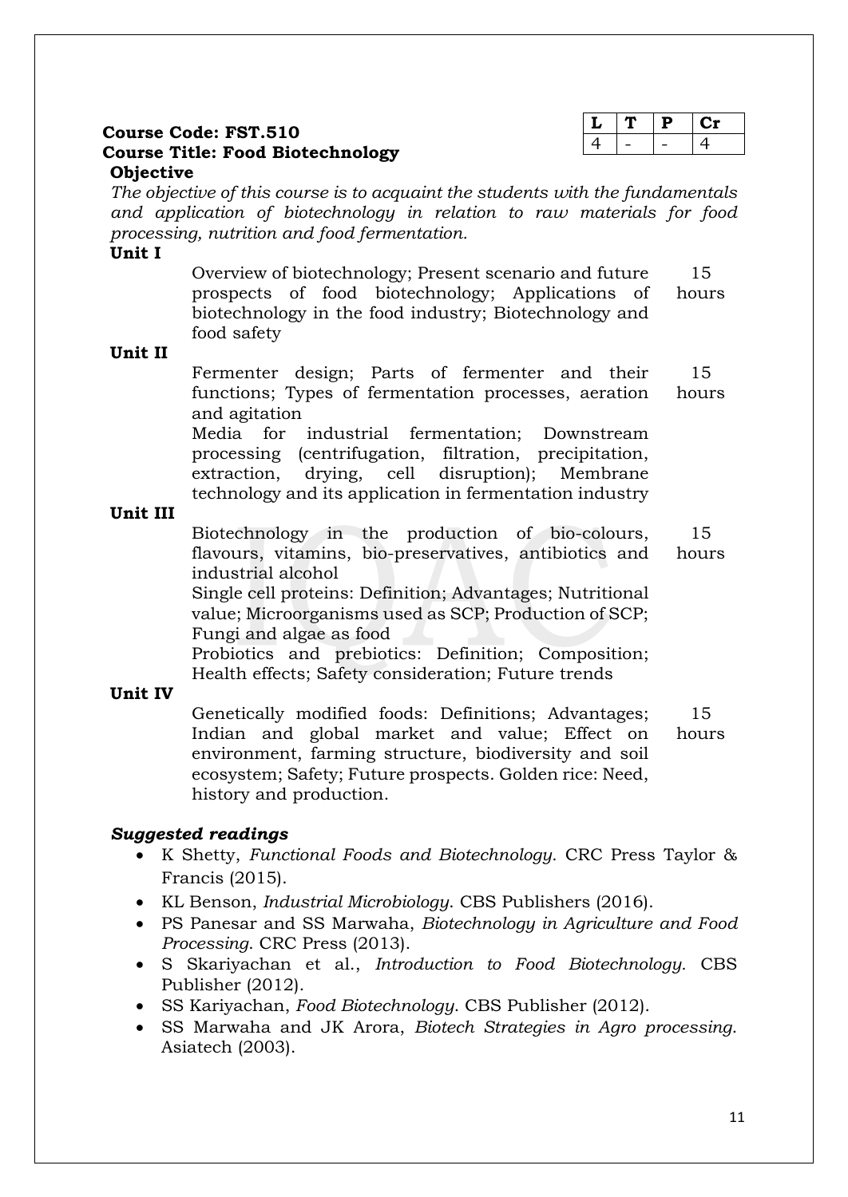**Course Code: FST.510**
**Course Title: Food Biotechnology**

| L | T | P | Cr |
|---|---|---|---|
| 4 | - | - | 4 |

**Objective**

*The objective of this course is to acquaint the students with the fundamentals and application of biotechnology in relation to raw materials for food processing, nutrition and food fermentation.*

**Unit I**

Overview of biotechnology; Present scenario and future prospects of food biotechnology; Applications of biotechnology in the food industry; Biotechnology and food safety — 15 hours

**Unit II**

Fermenter design; Parts of fermenter and their functions; Types of fermentation processes, aeration and agitation — 15 hours

Media for industrial fermentation; Downstream processing (centrifugation, filtration, precipitation, extraction, drying, cell disruption); Membrane technology and its application in fermentation industry

**Unit III**

Biotechnology in the production of bio-colours, flavours, vitamins, bio-preservatives, antibiotics and industrial alcohol — 15 hours

Single cell proteins: Definition; Advantages; Nutritional value; Microorganisms used as SCP; Production of SCP; Fungi and algae as food

Probiotics and prebiotics: Definition; Composition; Health effects; Safety consideration; Future trends

**Unit IV**

Genetically modified foods: Definitions; Advantages; Indian and global market and value; Effect on environment, farming structure, biodiversity and soil ecosystem; Safety; Future prospects. Golden rice: Need, history and production. — 15 hours

***Suggested readings***

- K Shetty, *Functional Foods and Biotechnology*. CRC Press Taylor & Francis (2015).
- KL Benson, *Industrial Microbiology*. CBS Publishers (2016).
- PS Panesar and SS Marwaha, *Biotechnology in Agriculture and Food Processing*. CRC Press (2013).
- S Skariyachan et al., *Introduction to Food Biotechnology*. CBS Publisher (2012).
- SS Kariyachan, *Food Biotechnology*. CBS Publisher (2012).
- SS Marwaha and JK Arora, *Biotech Strategies in Agro processing*. Asiatech (2003).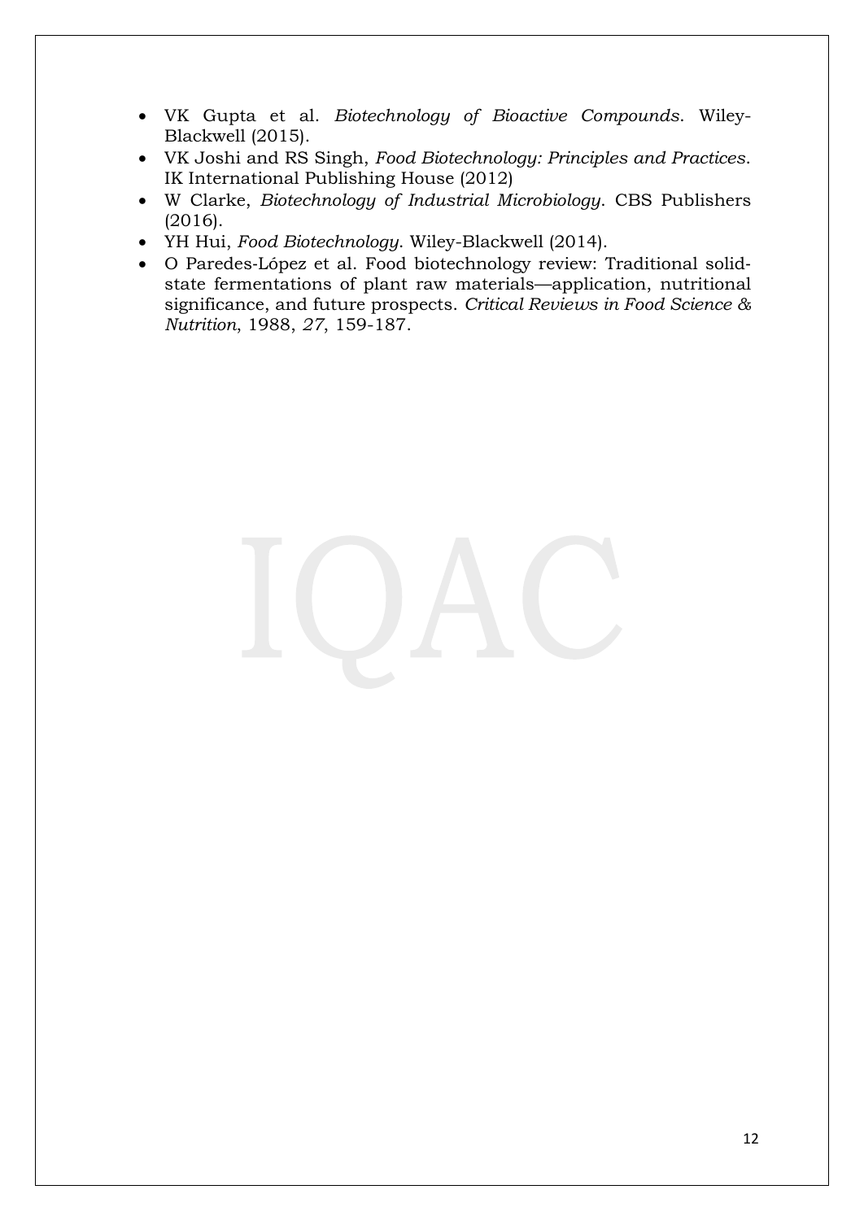- VK Gupta et al. *Biotechnology of Bioactive Compounds*. Wiley-Blackwell (2015).
- VK Joshi and RS Singh, *Food Biotechnology: Principles and Practices*. IK International Publishing House (2012)
- W Clarke, *Biotechnology of Industrial Microbiology*. CBS Publishers (2016).
- YH Hui, *Food Biotechnology*. Wiley-Blackwell (2014).
- O Paredes-López et al. Food biotechnology review: Traditional solid-state fermentations of plant raw materials—application, nutritional significance, and future prospects. *Critical Reviews in Food Science & Nutrition*, 1988, *27*, 159-187.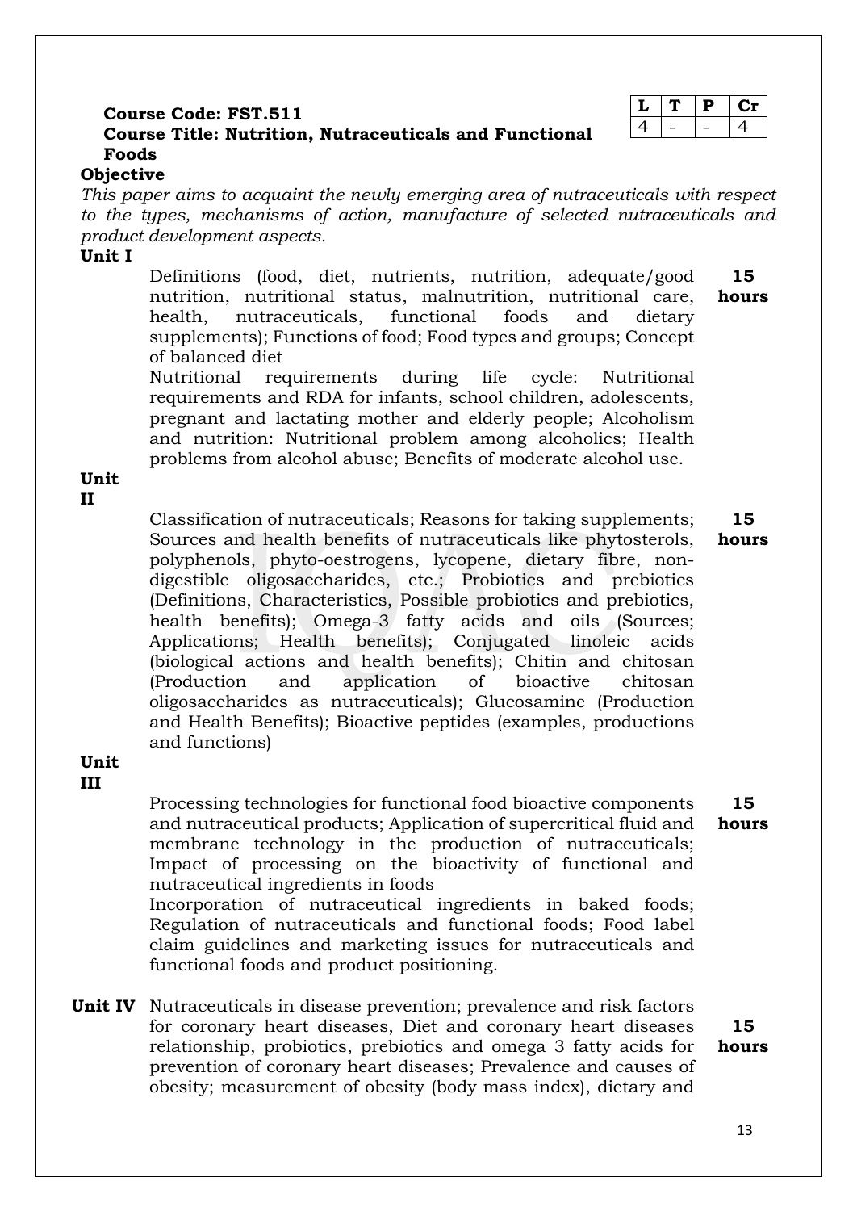**Course Code: FST.511**

**Course Title: Nutrition, Nutraceuticals and Functional Foods**

| L | T | P | Cr |
|---|---|---|---|
| 4 | - | - | 4 |

**Objective**

*This paper aims to acquaint the newly emerging area of nutraceuticals with respect to the types, mechanisms of action, manufacture of selected nutraceuticals and product development aspects.*

**Unit I** — **15 hours**

Definitions (food, diet, nutrients, nutrition, adequate/good nutrition, nutritional status, malnutrition, nutritional care, health, nutraceuticals, functional foods and dietary supplements); Functions of food; Food types and groups; Concept of balanced diet

Nutritional requirements during life cycle: Nutritional requirements and RDA for infants, school children, adolescents, pregnant and lactating mother and elderly people; Alcoholism and nutrition: Nutritional problem among alcoholics; Health problems from alcohol abuse; Benefits of moderate alcohol use.

**Unit II** — **15 hours**

Classification of nutraceuticals; Reasons for taking supplements; Sources and health benefits of nutraceuticals like phytosterols, polyphenols, phyto-oestrogens, lycopene, dietary fibre, non-digestible oligosaccharides, etc.; Probiotics and prebiotics (Definitions, Characteristics, Possible probiotics and prebiotics, health benefits); Omega-3 fatty acids and oils (Sources; Applications; Health benefits); Conjugated linoleic acids (biological actions and health benefits); Chitin and chitosan (Production and application of bioactive chitosan oligosaccharides as nutraceuticals); Glucosamine (Production and Health Benefits); Bioactive peptides (examples, productions and functions)

**Unit III** — **15 hours**

Processing technologies for functional food bioactive components and nutraceutical products; Application of supercritical fluid and membrane technology in the production of nutraceuticals; Impact of processing on the bioactivity of functional and nutraceutical ingredients in foods

Incorporation of nutraceutical ingredients in baked foods; Regulation of nutraceuticals and functional foods; Food label claim guidelines and marketing issues for nutraceuticals and functional foods and product positioning.

**Unit IV** — **15 hours**

Nutraceuticals in disease prevention; prevalence and risk factors for coronary heart diseases, Diet and coronary heart diseases relationship, probiotics, prebiotics and omega 3 fatty acids for prevention of coronary heart diseases; Prevalence and causes of obesity; measurement of obesity (body mass index), dietary and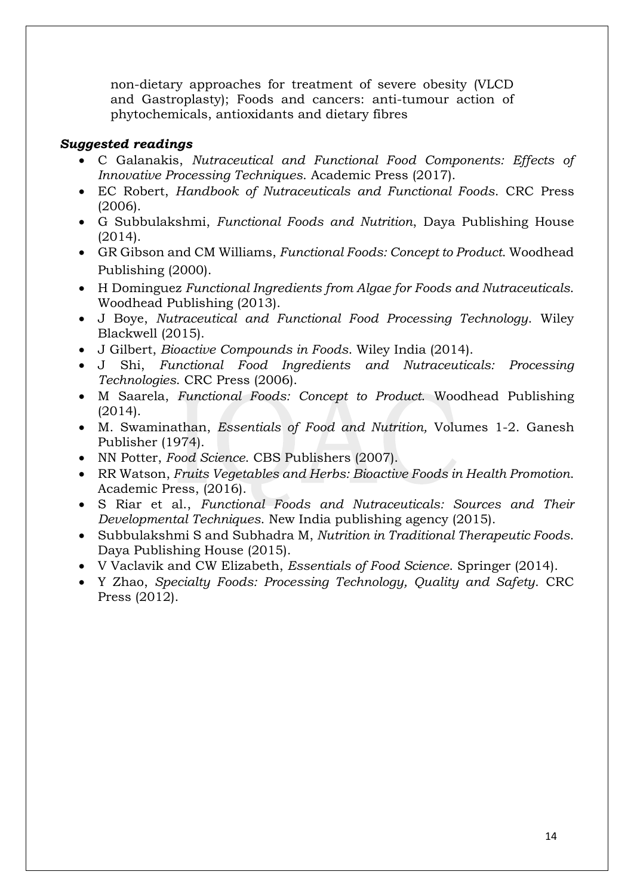non-dietary approaches for treatment of severe obesity (VLCD and Gastroplasty); Foods and cancers: anti-tumour action of phytochemicals, antioxidants and dietary fibres

***Suggested readings***

- C Galanakis, *Nutraceutical and Functional Food Components: Effects of Innovative Processing Techniques*. Academic Press (2017).
- EC Robert, *Handbook of Nutraceuticals and Functional Foods*. CRC Press (2006).
- G Subbulakshmi, *Functional Foods and Nutrition*, Daya Publishing House (2014).
- GR Gibson and CM Williams, *Functional Foods: Concept to Product*. Woodhead Publishing (2000).
- H Dominguez *Functional Ingredients from Algae for Foods and Nutraceuticals*. Woodhead Publishing (2013).
- J Boye, *Nutraceutical and Functional Food Processing Technology*. Wiley Blackwell (2015).
- J Gilbert, *Bioactive Compounds in Foods*. Wiley India (2014).
- J Shi, *Functional Food Ingredients and Nutraceuticals: Processing Technologies*. CRC Press (2006).
- M Saarela, *Functional Foods: Concept to Product*. Woodhead Publishing (2014).
- M. Swaminathan, *Essentials of Food and Nutrition,* Volumes 1-2. Ganesh Publisher (1974).
- NN Potter, *Food Science*. CBS Publishers (2007).
- RR Watson, *Fruits Vegetables and Herbs: Bioactive Foods in Health Promotion*. Academic Press, (2016).
- S Riar et al., *Functional Foods and Nutraceuticals: Sources and Their Developmental Techniques*. New India publishing agency (2015).
- Subbulakshmi S and Subhadra M, *Nutrition in Traditional Therapeutic Foods*. Daya Publishing House (2015).
- V Vaclavik and CW Elizabeth, *Essentials of Food Science*. Springer (2014).
- Y Zhao, *Specialty Foods: Processing Technology, Quality and Safety*. CRC Press (2012).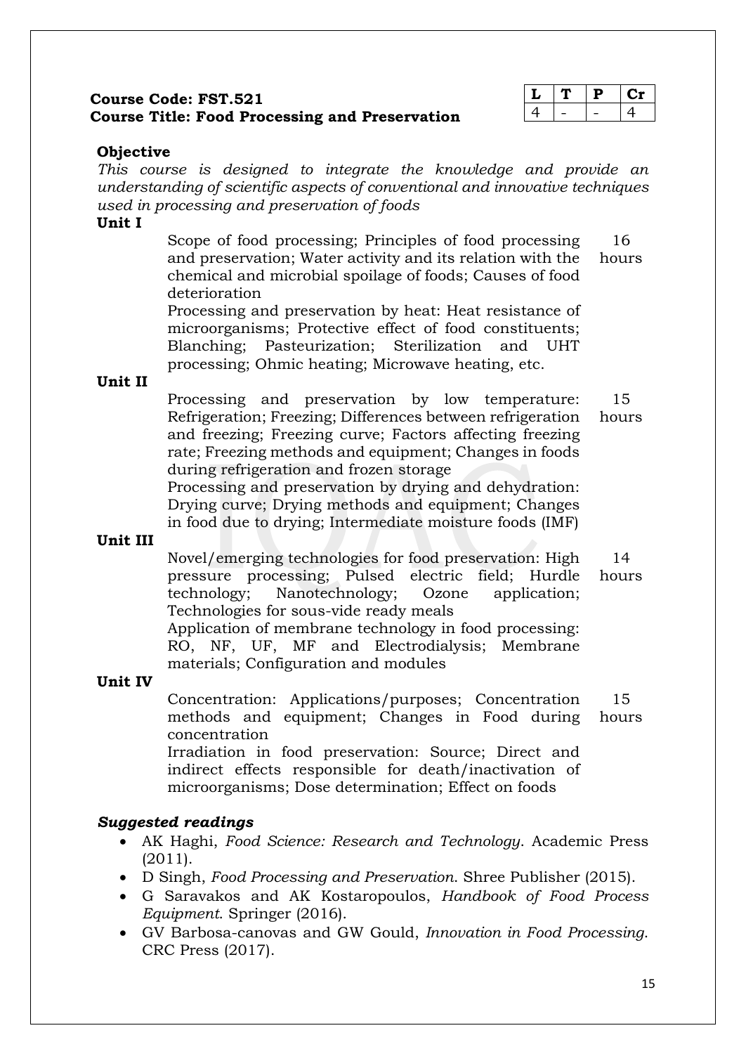**Course Code: FST.521**
**Course Title: Food Processing and Preservation**

| L | T | P | Cr |
|---|---|---|---|
| 4 | - | - | 4 |

**Objective**

*This course is designed to integrate the knowledge and provide an understanding of scientific aspects of conventional and innovative techniques used in processing and preservation of foods*

**Unit I**

| | |
|---|---|
| Scope of food processing; Principles of food processing and preservation; Water activity and its relation with the chemical and microbial spoilage of foods; Causes of food deterioration<br>Processing and preservation by heat: Heat resistance of microorganisms; Protective effect of food constituents; Blanching; Pasteurization; Sterilization and UHT processing; Ohmic heating; Microwave heating, etc. | 16 hours |

**Unit II**

| | |
|---|---|
| Processing and preservation by low temperature: Refrigeration; Freezing; Differences between refrigeration and freezing; Freezing curve; Factors affecting freezing rate; Freezing methods and equipment; Changes in foods during refrigeration and frozen storage<br>Processing and preservation by drying and dehydration: Drying curve; Drying methods and equipment; Changes in food due to drying; Intermediate moisture foods (IMF) | 15 hours |

**Unit III**

| | |
|---|---|
| Novel/emerging technologies for food preservation: High pressure processing; Pulsed electric field; Hurdle technology; Nanotechnology; Ozone application; Technologies for sous-vide ready meals<br>Application of membrane technology in food processing: RO, NF, UF, MF and Electrodialysis; Membrane materials; Configuration and modules | 14 hours |

**Unit IV**

| | |
|---|---|
| Concentration: Applications/purposes; Concentration methods and equipment; Changes in Food during concentration<br>Irradiation in food preservation: Source; Direct and indirect effects responsible for death/inactivation of microorganisms; Dose determination; Effect on foods | 15 hours |

***Suggested readings***

- AK Haghi, *Food Science: Research and Technology*. Academic Press (2011).
- D Singh, *Food Processing and Preservation*. Shree Publisher (2015).
- G Saravakos and AK Kostaropoulos, *Handbook of Food Process Equipment*. Springer (2016).
- GV Barbosa-canovas and GW Gould, *Innovation in Food Processing*. CRC Press (2017).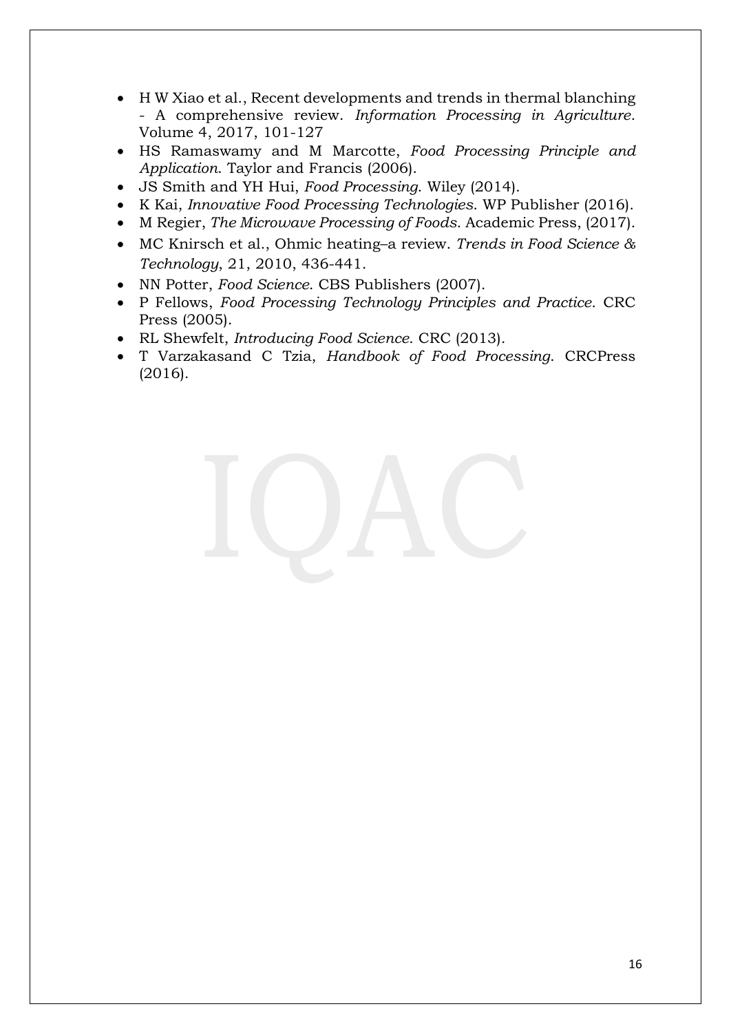- H W Xiao et al., Recent developments and trends in thermal blanching - A comprehensive review. *Information Processing in Agriculture*. Volume 4, 2017, 101-127
- HS Ramaswamy and M Marcotte, *Food Processing Principle and Application*. Taylor and Francis (2006).
- JS Smith and YH Hui, *Food Processing*. Wiley (2014).
- K Kai, *Innovative Food Processing Technologies*. WP Publisher (2016).
- M Regier, *The Microwave Processing of Foods*. Academic Press, (2017).
- MC Knirsch et al., Ohmic heating–a review. *Trends in Food Science & Technology*, 21, 2010, 436-441.
- NN Potter, *Food Science*. CBS Publishers (2007).
- P Fellows, *Food Processing Technology Principles and Practice*. CRC Press (2005).
- RL Shewfelt, *Introducing Food Science*. CRC (2013).
- T Varzakasand C Tzia, *Handbook of Food Processing*. CRCPress (2016).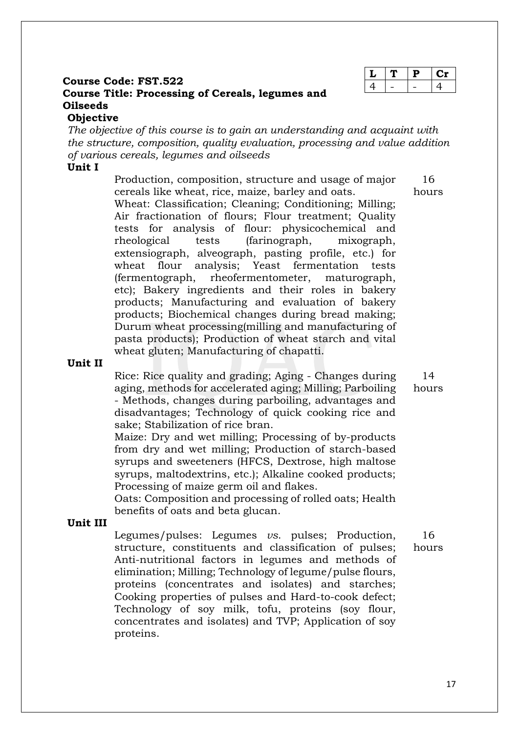**Course Code: FST.522**
**Course Title: Processing of Cereals, legumes and Oilseeds**

| L | T | P | Cr |
|---|---|---|---|
| 4 | - | - | 4 |

**Objective**

*The objective of this course is to gain an understanding and acquaint with the structure, composition, quality evaluation, processing and value addition of various cereals, legumes and oilseeds*

**Unit I**

| | |
|---|---|
| Production, composition, structure and usage of major cereals like wheat, rice, maize, barley and oats. Wheat: Classification; Cleaning; Conditioning; Milling; Air fractionation of flours; Flour treatment; Quality tests for analysis of flour: physicochemical and rheological tests (farinograph, mixograph, extensiograph, alveograph, pasting profile, etc.) for wheat flour analysis; Yeast fermentation tests (fermentograph, rheofermentometer, maturograph, etc); Bakery ingredients and their roles in bakery products; Manufacturing and evaluation of bakery products; Biochemical changes during bread making; Durum wheat processing(milling and manufacturing of pasta products); Production of wheat starch and vital wheat gluten; Manufacturing of chapatti. | 16 hours |

**Unit II**

| | |
|---|---|
| Rice: Rice quality and grading; Aging - Changes during aging, methods for accelerated aging; Milling; Parboiling - Methods, changes during parboiling, advantages and disadvantages; Technology of quick cooking rice and sake; Stabilization of rice bran. Maize: Dry and wet milling; Processing of by-products from dry and wet milling; Production of starch-based syrups and sweeteners (HFCS, Dextrose, high maltose syrups, maltodextrins, etc.); Alkaline cooked products; Processing of maize germ oil and flakes. Oats: Composition and processing of rolled oats; Health benefits of oats and beta glucan. | 14 hours |

**Unit III**

| | |
|---|---|
| Legumes/pulses: Legumes *vs.* pulses; Production, structure, constituents and classification of pulses; Anti-nutritional factors in legumes and methods of elimination; Milling; Technology of legume/pulse flours, proteins (concentrates and isolates) and starches; Cooking properties of pulses and Hard-to-cook defect; Technology of soy milk, tofu, proteins (soy flour, concentrates and isolates) and TVP; Application of soy proteins. | 16 hours |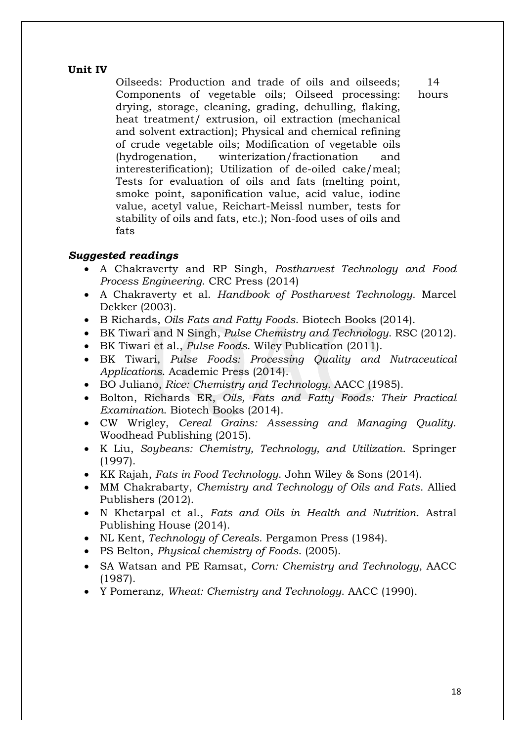**Unit IV**

Oilseeds: Production and trade of oils and oilseeds; Components of vegetable oils; Oilseed processing: drying, storage, cleaning, grading, dehulling, flaking, heat treatment/ extrusion, oil extraction (mechanical and solvent extraction); Physical and chemical refining of crude vegetable oils; Modification of vegetable oils (hydrogenation, winterization/fractionation and interesterification); Utilization of de-oiled cake/meal; Tests for evaluation of oils and fats (melting point, smoke point, saponification value, acid value, iodine value, acetyl value, Reichart-Meissl number, tests for stability of oils and fats, etc.); Non-food uses of oils and fats — 14 hours

***Suggested readings***

- A Chakraverty and RP Singh, *Postharvest Technology and Food Process Engineering*. CRC Press (2014)
- A Chakraverty et al. *Handbook of Postharvest Technology*. Marcel Dekker (2003).
- B Richards, *Oils Fats and Fatty Foods*. Biotech Books (2014).
- BK Tiwari and N Singh, *Pulse Chemistry and Technology*. RSC (2012).
- BK Tiwari et al., *Pulse Foods*. Wiley Publication (2011).
- BK Tiwari, *Pulse Foods: Processing Quality and Nutraceutical Applications*. Academic Press (2014).
- BO Juliano, *Rice: Chemistry and Technology*. AACC (1985).
- Bolton, Richards ER, *Oils, Fats and Fatty Foods: Their Practical Examination*. Biotech Books (2014).
- CW Wrigley, *Cereal Grains: Assessing and Managing Quality*. Woodhead Publishing (2015).
- K Liu, *Soybeans: Chemistry, Technology, and Utilization*. Springer (1997).
- KK Rajah, *Fats in Food Technology*. John Wiley & Sons (2014).
- MM Chakrabarty, *Chemistry and Technology of Oils and Fats*. Allied Publishers (2012).
- N Khetarpal et al., *Fats and Oils in Health and Nutrition*. Astral Publishing House (2014).
- NL Kent, *Technology of Cereals*. Pergamon Press (1984).
- PS Belton, *Physical chemistry of Foods*. (2005).
- SA Watsan and PE Ramsat, *Corn: Chemistry and Technology*, AACC (1987).
- Y Pomeranz, *Wheat: Chemistry and Technology*. AACC (1990).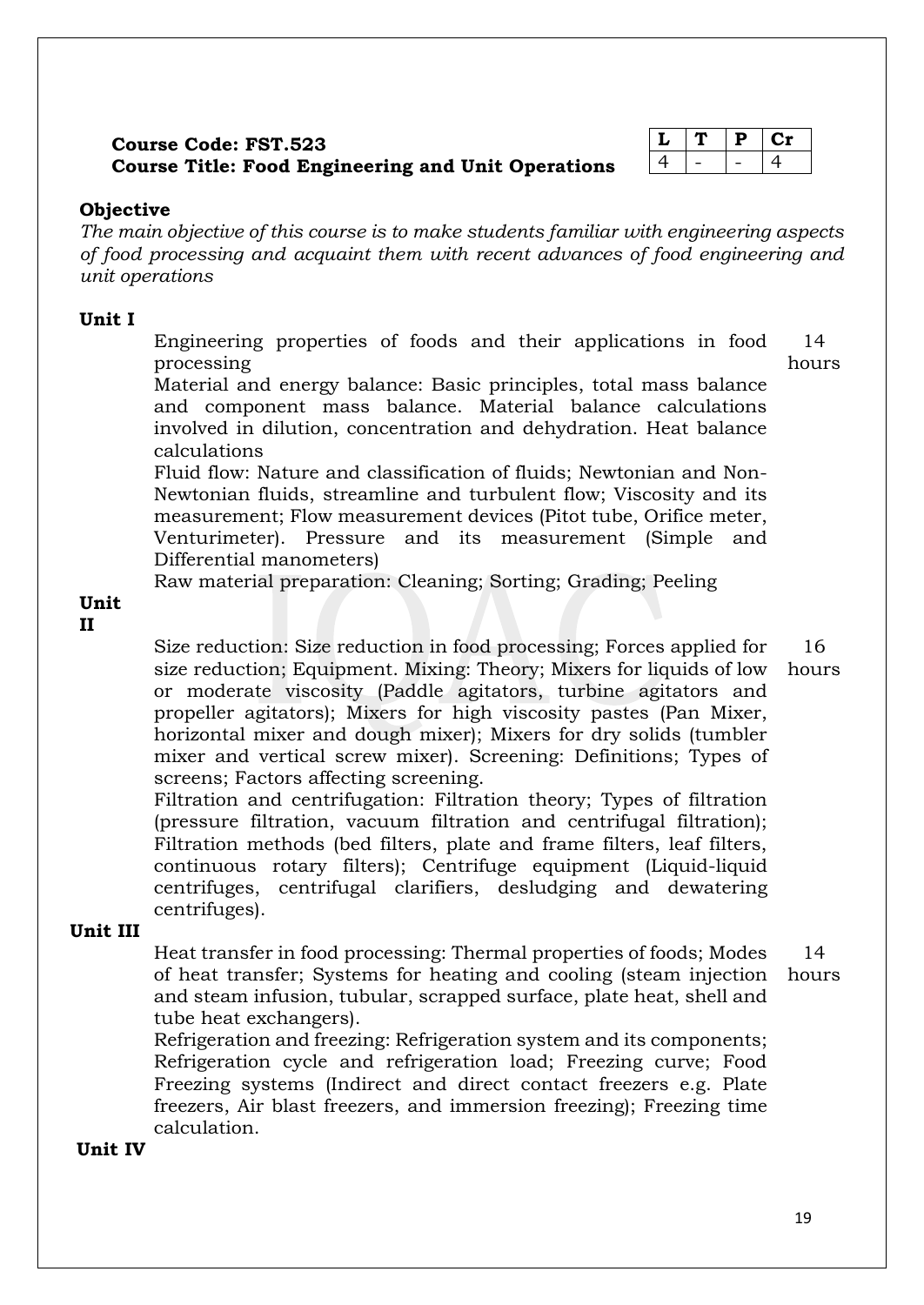**Course Code: FST.523**
**Course Title: Food Engineering and Unit Operations**

| L | T | P | Cr |
|---|---|---|---|
| 4 | - | - | 4 |

**Objective**

*The main objective of this course is to make students familiar with engineering aspects of food processing and acquaint them with recent advances of food engineering and unit operations*

**Unit I** — 14 hours

Engineering properties of foods and their applications in food processing

Material and energy balance: Basic principles, total mass balance and component mass balance. Material balance calculations involved in dilution, concentration and dehydration. Heat balance calculations

Fluid flow: Nature and classification of fluids; Newtonian and Non-Newtonian fluids, streamline and turbulent flow; Viscosity and its measurement; Flow measurement devices (Pitot tube, Orifice meter, Venturimeter). Pressure and its measurement (Simple and Differential manometers)

Raw material preparation: Cleaning; Sorting; Grading; Peeling

**Unit II** — 16 hours

Size reduction: Size reduction in food processing; Forces applied for size reduction; Equipment. Mixing: Theory; Mixers for liquids of low or moderate viscosity (Paddle agitators, turbine agitators and propeller agitators); Mixers for high viscosity pastes (Pan Mixer, horizontal mixer and dough mixer); Mixers for dry solids (tumbler mixer and vertical screw mixer). Screening: Definitions; Types of screens; Factors affecting screening.

Filtration and centrifugation: Filtration theory; Types of filtration (pressure filtration, vacuum filtration and centrifugal filtration); Filtration methods (bed filters, plate and frame filters, leaf filters, continuous rotary filters); Centrifuge equipment (Liquid-liquid centrifuges, centrifugal clarifiers, desludging and dewatering centrifuges).

**Unit III** — 14 hours

Heat transfer in food processing: Thermal properties of foods; Modes of heat transfer; Systems for heating and cooling (steam injection and steam infusion, tubular, scrapped surface, plate heat, shell and tube heat exchangers).

Refrigeration and freezing: Refrigeration system and its components; Refrigeration cycle and refrigeration load; Freezing curve; Food Freezing systems (Indirect and direct contact freezers e.g. Plate freezers, Air blast freezers, and immersion freezing); Freezing time calculation.

**Unit IV**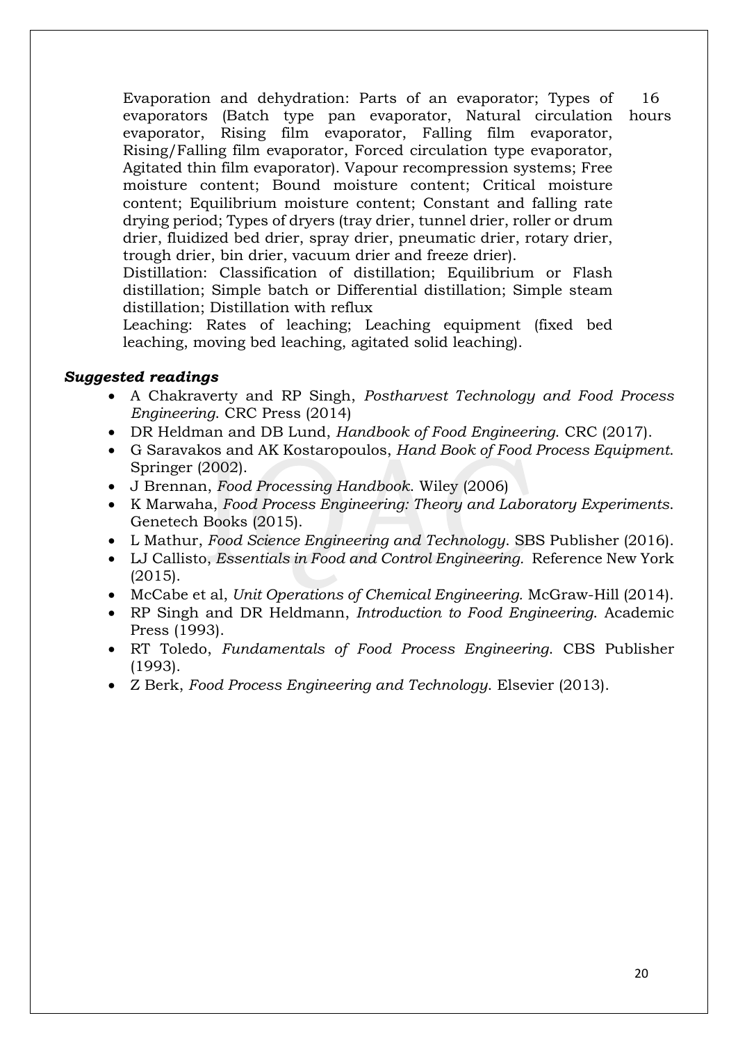| | |
|---|---|
| Evaporation and dehydration: Parts of an evaporator; Types of evaporators (Batch type pan evaporator, Natural circulation evaporator, Rising film evaporator, Falling film evaporator, Rising/Falling film evaporator, Forced circulation type evaporator, Agitated thin film evaporator). Vapour recompression systems; Free moisture content; Bound moisture content; Critical moisture content; Equilibrium moisture content; Constant and falling rate drying period; Types of dryers (tray drier, tunnel drier, roller or drum drier, fluidized bed drier, spray drier, pneumatic drier, rotary drier, trough drier, bin drier, vacuum drier and freeze drier).<br>Distillation: Classification of distillation; Equilibrium or Flash distillation; Simple batch or Differential distillation; Simple steam distillation; Distillation with reflux<br>Leaching: Rates of leaching; Leaching equipment (fixed bed leaching, moving bed leaching, agitated solid leaching). | 16 hours |

***Suggested readings***

- A Chakraverty and RP Singh, *Postharvest Technology and Food Process Engineering*. CRC Press (2014)
- DR Heldman and DB Lund, *Handbook of Food Engineering*. CRC (2017).
- G Saravakos and AK Kostaropoulos, *Hand Book of Food Process Equipment*. Springer (2002).
- J Brennan, *Food Processing Handbook*. Wiley (2006)
- K Marwaha, *Food Process Engineering: Theory and Laboratory Experiments*. Genetech Books (2015).
- L Mathur, *Food Science Engineering and Technology*. SBS Publisher (2016).
- LJ Callisto, *Essentials in Food and Control Engineering.* Reference New York (2015).
- McCabe et al, *Unit Operations of Chemical Engineering.* McGraw-Hill (2014).
- RP Singh and DR Heldmann, *Introduction to Food Engineering*. Academic Press (1993).
- RT Toledo, *Fundamentals of Food Process Engineering*. CBS Publisher (1993).
- Z Berk, *Food Process Engineering and Technology*. Elsevier (2013).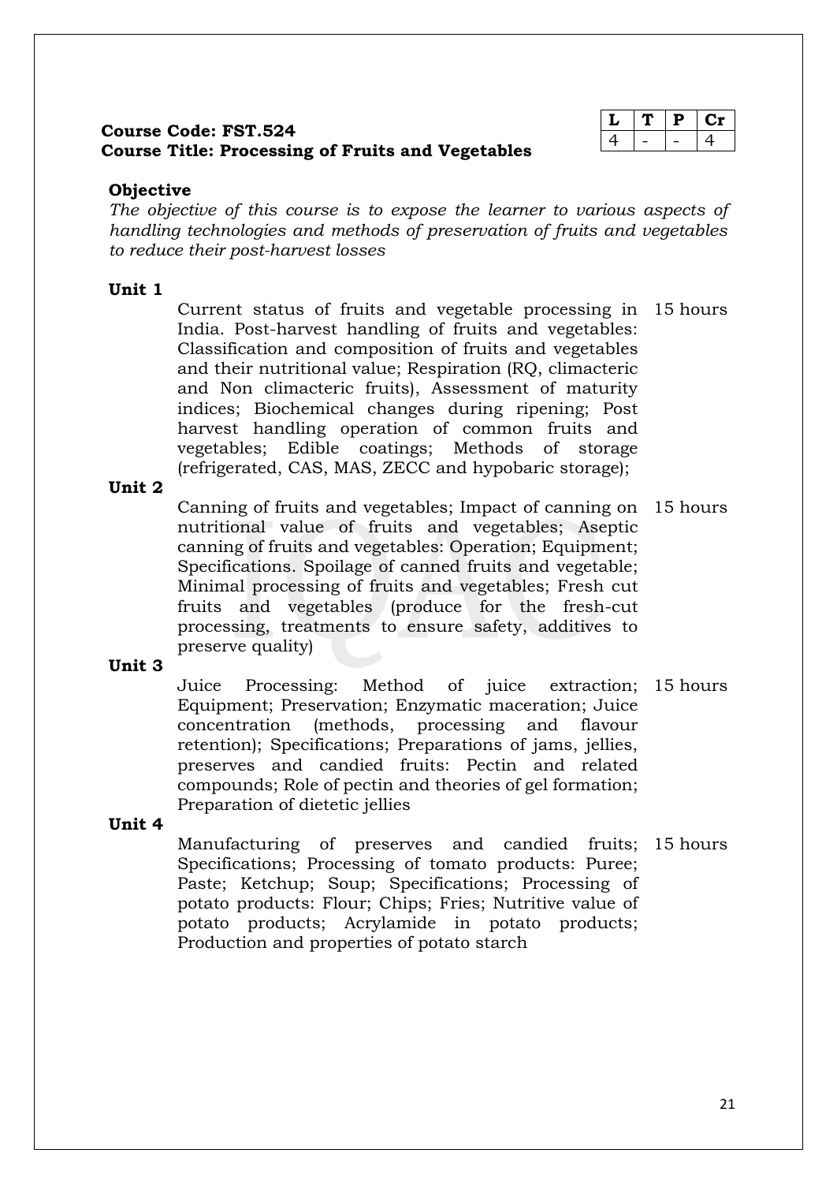**Course Code: FST.524**
**Course Title: Processing of Fruits and Vegetables**

| L | T | P | Cr |
|---|---|---|---|
| 4 | - | - | 4 |

**Objective**

*The objective of this course is to expose the learner to various aspects of handling technologies and methods of preservation of fruits and vegetables to reduce their post-harvest losses*

**Unit 1**

Current status of fruits and vegetable processing in India. Post-harvest handling of fruits and vegetables: Classification and composition of fruits and vegetables and their nutritional value; Respiration (RQ, climacteric and Non climacteric fruits), Assessment of maturity indices; Biochemical changes during ripening; Post harvest handling operation of common fruits and vegetables; Edible coatings; Methods of storage (refrigerated, CAS, MAS, ZECC and hypobaric storage); — 15 hours

**Unit 2**

Canning of fruits and vegetables; Impact of canning on nutritional value of fruits and vegetables; Aseptic canning of fruits and vegetables: Operation; Equipment; Specifications. Spoilage of canned fruits and vegetable; Minimal processing of fruits and vegetables; Fresh cut fruits and vegetables (produce for the fresh-cut processing, treatments to ensure safety, additives to preserve quality) — 15 hours

**Unit 3**

Juice Processing: Method of juice extraction; Equipment; Preservation; Enzymatic maceration; Juice concentration (methods, processing and flavour retention); Specifications; Preparations of jams, jellies, preserves and candied fruits: Pectin and related compounds; Role of pectin and theories of gel formation; Preparation of dietetic jellies — 15 hours

**Unit 4**

Manufacturing of preserves and candied fruits; Specifications; Processing of tomato products: Puree; Paste; Ketchup; Soup; Specifications; Processing of potato products: Flour; Chips; Fries; Nutritive value of potato products; Acrylamide in potato products; Production and properties of potato starch — 15 hours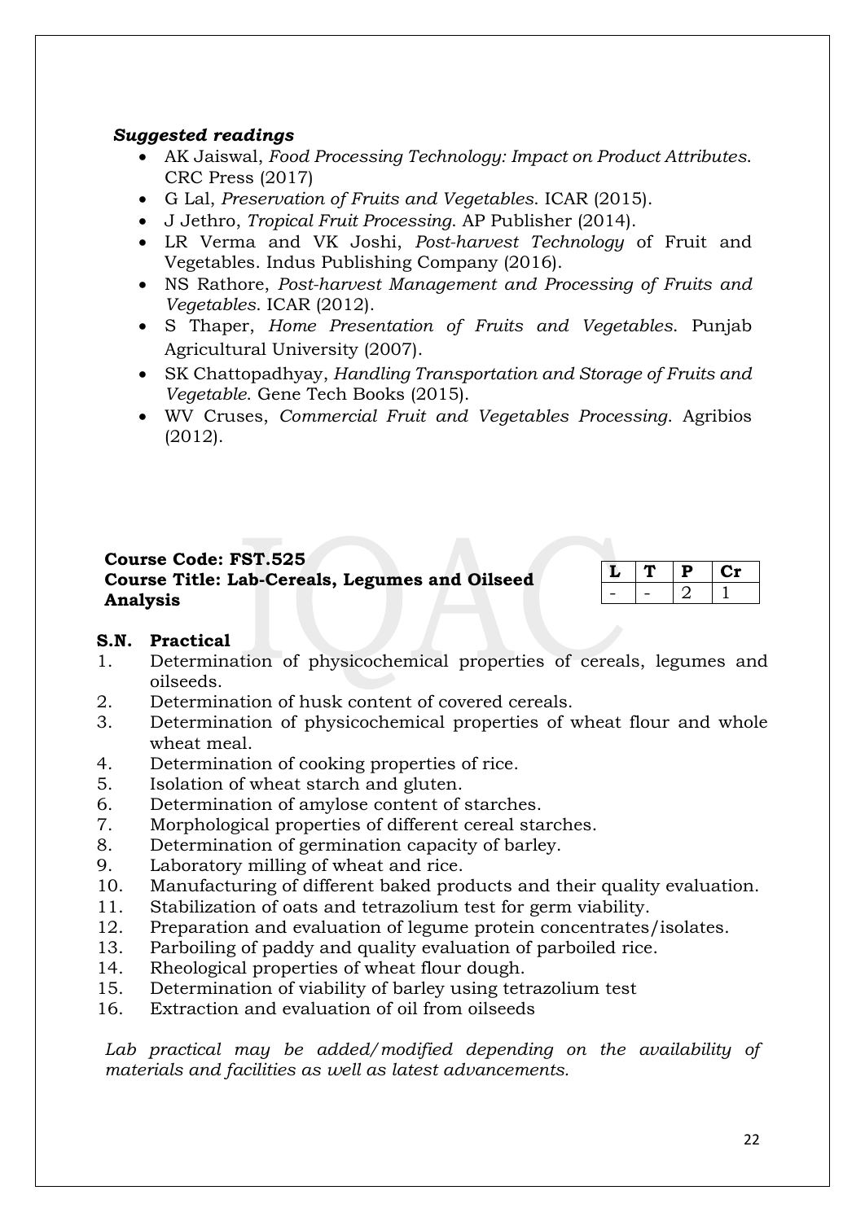### *Suggested readings*

- AK Jaiswal, *Food Processing Technology: Impact on Product Attributes*. CRC Press (2017)
- G Lal, *Preservation of Fruits and Vegetables*. ICAR (2015).
- J Jethro, *Tropical Fruit Processing*. AP Publisher (2014).
- LR Verma and VK Joshi, *Post-harvest Technology* of Fruit and Vegetables. Indus Publishing Company (2016).
- NS Rathore, *Post-harvest Management and Processing of Fruits and Vegetables*. ICAR (2012).
- S Thaper, *Home Presentation of Fruits and Vegetables*. Punjab Agricultural University (2007).
- SK Chattopadhyay, *Handling Transportation and Storage of Fruits and Vegetable*. Gene Tech Books (2015).
- WV Cruses, *Commercial Fruit and Vegetables Processing*. Agribios (2012).

**Course Code: FST.525**
**Course Title: Lab-Cereals, Legumes and Oilseed Analysis**

| L | T | P | Cr |
|---|---|---|---|
| - | - | 2 | 1 |

**S.N. Practical**

1. Determination of physicochemical properties of cereals, legumes and oilseeds.
2. Determination of husk content of covered cereals.
3. Determination of physicochemical properties of wheat flour and whole wheat meal.
4. Determination of cooking properties of rice.
5. Isolation of wheat starch and gluten.
6. Determination of amylose content of starches.
7. Morphological properties of different cereal starches.
8. Determination of germination capacity of barley.
9. Laboratory milling of wheat and rice.
10. Manufacturing of different baked products and their quality evaluation.
11. Stabilization of oats and tetrazolium test for germ viability.
12. Preparation and evaluation of legume protein concentrates/isolates.
13. Parboiling of paddy and quality evaluation of parboiled rice.
14. Rheological properties of wheat flour dough.
15. Determination of viability of barley using tetrazolium test
16. Extraction and evaluation of oil from oilseeds

*Lab practical may be added/modified depending on the availability of materials and facilities as well as latest advancements.*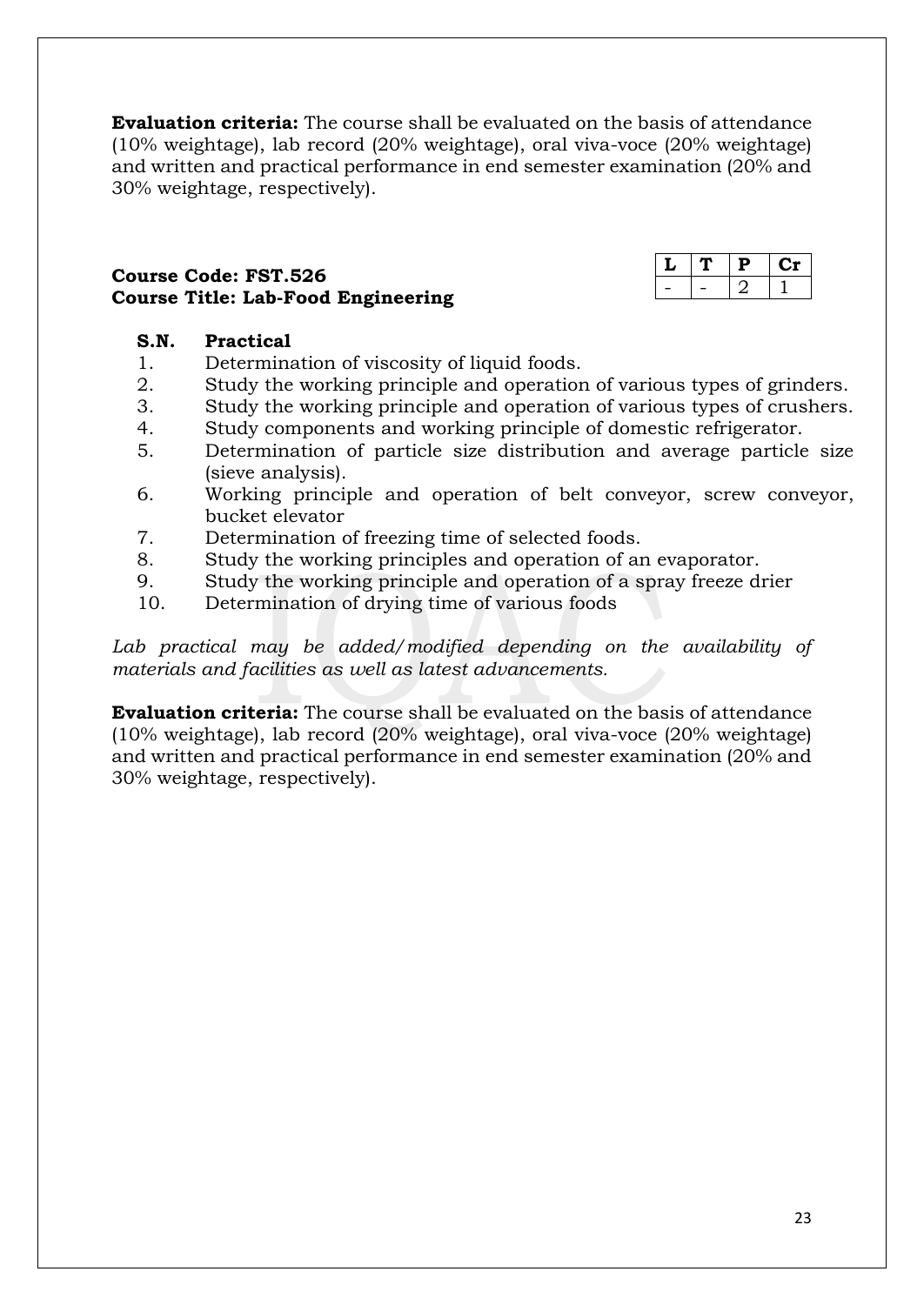**Evaluation criteria:** The course shall be evaluated on the basis of attendance (10% weightage), lab record (20% weightage), oral viva-voce (20% weightage) and written and practical performance in end semester examination (20% and 30% weightage, respectively).

**Course Code: FST.526**
**Course Title: Lab-Food Engineering**

| L | T | P | Cr |
|---|---|---|---|
| - | - | 2 | 1 |

| S.N. | Practical |
|---|---|
| 1. | Determination of viscosity of liquid foods. |
| 2. | Study the working principle and operation of various types of grinders. |
| 3. | Study the working principle and operation of various types of crushers. |
| 4. | Study components and working principle of domestic refrigerator. |
| 5. | Determination of particle size distribution and average particle size (sieve analysis). |
| 6. | Working principle and operation of belt conveyor, screw conveyor, bucket elevator |
| 7. | Determination of freezing time of selected foods. |
| 8. | Study the working principles and operation of an evaporator. |
| 9. | Study the working principle and operation of a spray freeze drier |
| 10. | Determination of drying time of various foods |

*Lab practical may be added/modified depending on the availability of materials and facilities as well as latest advancements.*

**Evaluation criteria:** The course shall be evaluated on the basis of attendance (10% weightage), lab record (20% weightage), oral viva-voce (20% weightage) and written and practical performance in end semester examination (20% and 30% weightage, respectively).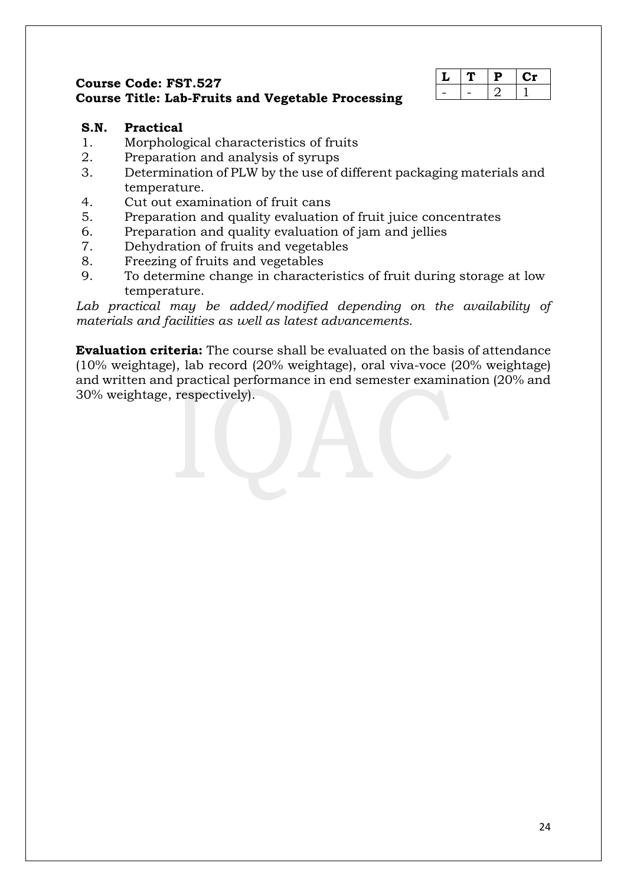**Course Code: FST.527**
**Course Title: Lab-Fruits and Vegetable Processing**

| L | T | P | Cr |
|---|---|---|---|
| - | - | 2 | 1 |

| S.N. | Practical |
|---|---|
| 1. | Morphological characteristics of fruits |
| 2. | Preparation and analysis of syrups |
| 3. | Determination of PLW by the use of different packaging materials and temperature. |
| 4. | Cut out examination of fruit cans |
| 5. | Preparation and quality evaluation of fruit juice concentrates |
| 6. | Preparation and quality evaluation of jam and jellies |
| 7. | Dehydration of fruits and vegetables |
| 8. | Freezing of fruits and vegetables |
| 9. | To determine change in characteristics of fruit during storage at low temperature. |

*Lab practical may be added/modified depending on the availability of materials and facilities as well as latest advancements.*

**Evaluation criteria:** The course shall be evaluated on the basis of attendance (10% weightage), lab record (20% weightage), oral viva-voce (20% weightage) and written and practical performance in end semester examination (20% and 30% weightage, respectively).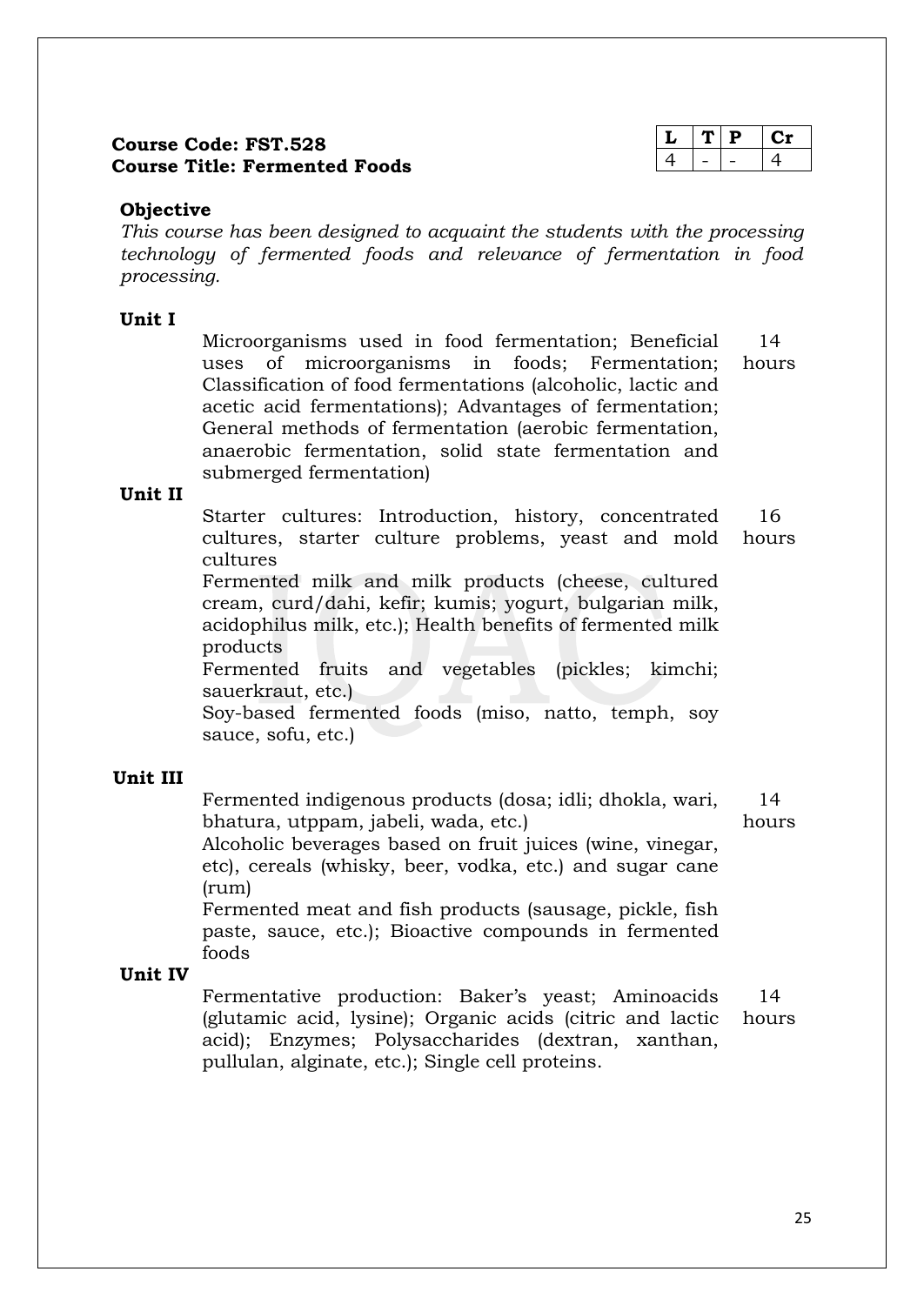**Course Code: FST.528**
**Course Title: Fermented Foods**

| L | T | P | Cr |
|---|---|---|---|
| 4 | - | - | 4 |

**Objective**

*This course has been designed to acquaint the students with the processing technology of fermented foods and relevance of fermentation in food processing.*

| Unit | Content | Hours |
|---|---|---|
| **Unit I** | Microorganisms used in food fermentation; Beneficial uses of microorganisms in foods; Fermentation; Classification of food fermentations (alcoholic, lactic and acetic acid fermentations); Advantages of fermentation; General methods of fermentation (aerobic fermentation, anaerobic fermentation, solid state fermentation and submerged fermentation) | 14 hours |
| **Unit II** | Starter cultures: Introduction, history, concentrated cultures, starter culture problems, yeast and mold cultures<br>Fermented milk and milk products (cheese, cultured cream, curd/dahi, kefir; kumis; yogurt, bulgarian milk, acidophilus milk, etc.); Health benefits of fermented milk products<br>Fermented fruits and vegetables (pickles; kimchi; sauerkraut, etc.)<br>Soy-based fermented foods (miso, natto, temph, soy sauce, sofu, etc.) | 16 hours |
| **Unit III** | Fermented indigenous products (dosa; idli; dhokla, wari, bhatura, utppam, jabeli, wada, etc.)<br>Alcoholic beverages based on fruit juices (wine, vinegar, etc), cereals (whisky, beer, vodka, etc.) and sugar cane (rum)<br>Fermented meat and fish products (sausage, pickle, fish paste, sauce, etc.); Bioactive compounds in fermented foods | 14 hours |
| **Unit IV** | Fermentative production: Baker's yeast; Aminoacids (glutamic acid, lysine); Organic acids (citric and lactic acid); Enzymes; Polysaccharides (dextran, xanthan, pullulan, alginate, etc.); Single cell proteins. | 14 hours |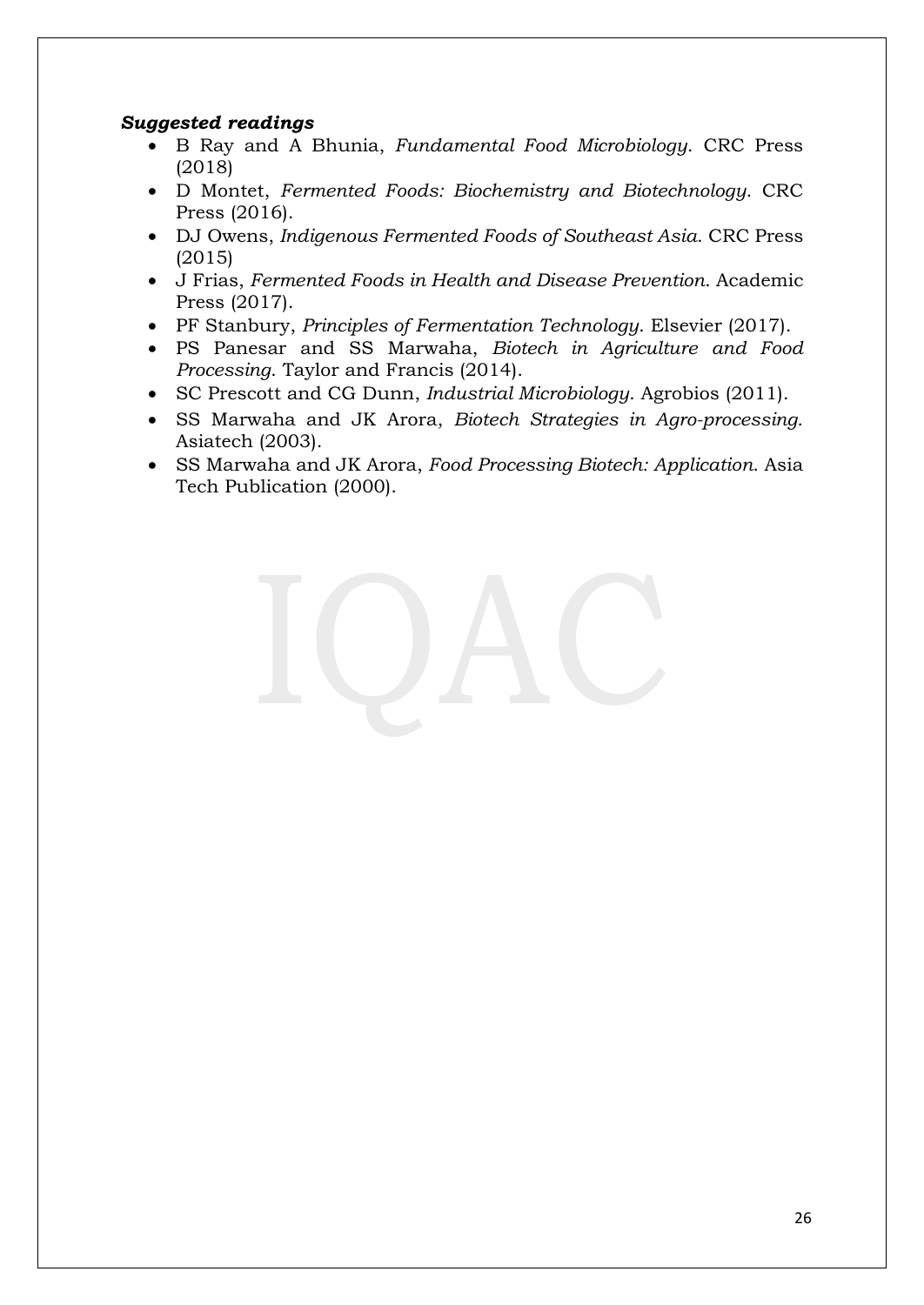***Suggested readings***

- B Ray and A Bhunia, *Fundamental Food Microbiology*. CRC Press (2018)
- D Montet, *Fermented Foods: Biochemistry and Biotechnology*. CRC Press (2016).
- DJ Owens, *Indigenous Fermented Foods of Southeast Asia*. CRC Press (2015)
- J Frias, *Fermented Foods in Health and Disease Prevention*. Academic Press (2017).
- PF Stanbury, *Principles of Fermentation Technology*. Elsevier (2017).
- PS Panesar and SS Marwaha, *Biotech in Agriculture and Food Processing*. Taylor and Francis (2014).
- SC Prescott and CG Dunn, *Industrial Microbiology*. Agrobios (2011).
- SS Marwaha and JK Arora, *Biotech Strategies in Agro-processing*. Asiatech (2003).
- SS Marwaha and JK Arora, *Food Processing Biotech: Application*. Asia Tech Publication (2000).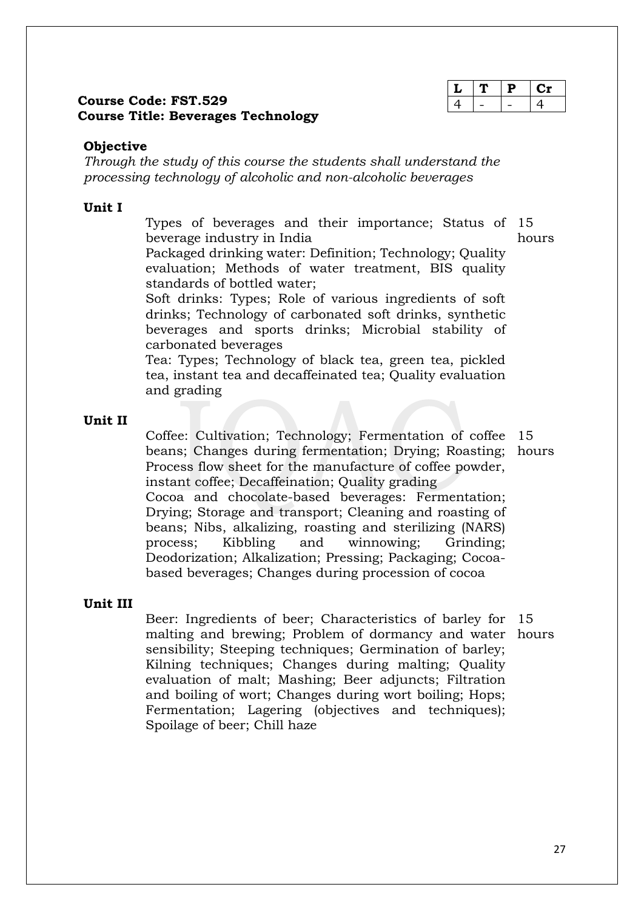**Course Code: FST.529**
**Course Title: Beverages Technology**

| L | T | P | Cr |
|---|---|---|---|
| 4 | - | - | 4 |

**Objective**

*Through the study of this course the students shall understand the processing technology of alcoholic and non-alcoholic beverages*

**Unit I** — 15 hours

Types of beverages and their importance; Status of beverage industry in India

Packaged drinking water: Definition; Technology; Quality evaluation; Methods of water treatment, BIS quality standards of bottled water;

Soft drinks: Types; Role of various ingredients of soft drinks; Technology of carbonated soft drinks, synthetic beverages and sports drinks; Microbial stability of carbonated beverages

Tea: Types; Technology of black tea, green tea, pickled tea, instant tea and decaffeinated tea; Quality evaluation and grading

**Unit II** — 15 hours

Coffee: Cultivation; Technology; Fermentation of coffee beans; Changes during fermentation; Drying; Roasting; Process flow sheet for the manufacture of coffee powder, instant coffee; Decaffeination; Quality grading

Cocoa and chocolate-based beverages: Fermentation; Drying; Storage and transport; Cleaning and roasting of beans; Nibs, alkalizing, roasting and sterilizing (NARS) process; Kibbling and winnowing; Grinding; Deodorization; Alkalization; Pressing; Packaging; Cocoa-based beverages; Changes during procession of cocoa

**Unit III** — 15 hours

Beer: Ingredients of beer; Characteristics of barley for malting and brewing; Problem of dormancy and water sensibility; Steeping techniques; Germination of barley; Kilning techniques; Changes during malting; Quality evaluation of malt; Mashing; Beer adjuncts; Filtration and boiling of wort; Changes during wort boiling; Hops; Fermentation; Lagering (objectives and techniques); Spoilage of beer; Chill haze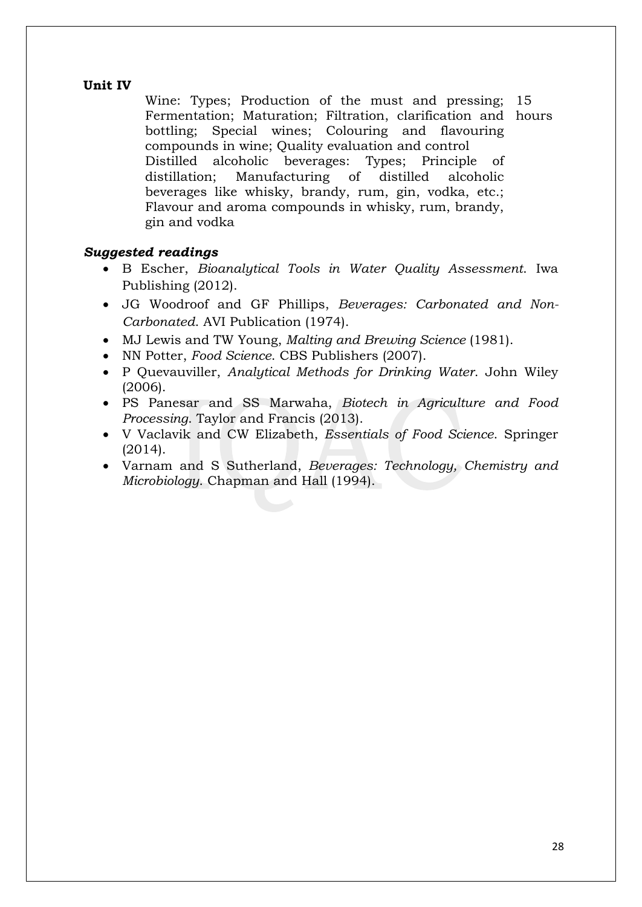**Unit IV**

| | |
|---|---|
| Wine: Types; Production of the must and pressing; Fermentation; Maturation; Filtration, clarification and bottling; Special wines; Colouring and flavouring compounds in wine; Quality evaluation and control<br>Distilled alcoholic beverages: Types; Principle of distillation; Manufacturing of distilled alcoholic beverages like whisky, brandy, rum, gin, vodka, etc.; Flavour and aroma compounds in whisky, rum, brandy, gin and vodka | 15 hours |

***Suggested readings***

- B Escher, *Bioanalytical Tools in Water Quality Assessment*. Iwa Publishing (2012).
- JG Woodroof and GF Phillips, *Beverages: Carbonated and Non-Carbonated*. AVI Publication (1974).
- MJ Lewis and TW Young, *Malting and Brewing Science* (1981).
- NN Potter, *Food Science*. CBS Publishers (2007).
- P Quevauviller, *Analytical Methods for Drinking Water*. John Wiley (2006).
- PS Panesar and SS Marwaha, *Biotech in Agriculture and Food Processing*. Taylor and Francis (2013).
- V Vaclavik and CW Elizabeth, *Essentials of Food Science*. Springer (2014).
- Varnam and S Sutherland, *Beverages: Technology, Chemistry and Microbiology*. Chapman and Hall (1994).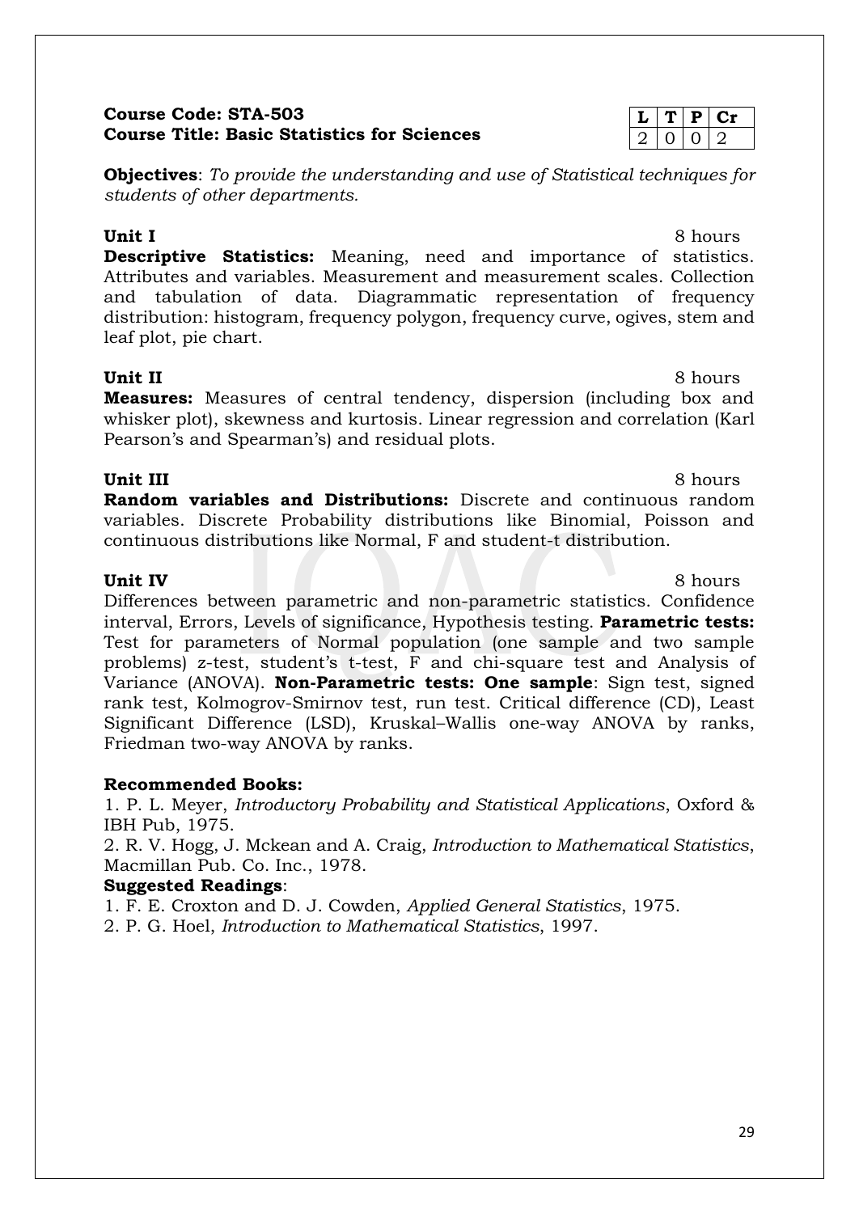**Course Code: STA-503**
**Course Title: Basic Statistics for Sciences**

| L | T | P | Cr |
|---|---|---|---|
| 2 | 0 | 0 | 2 |

**Objectives**: *To provide the understanding and use of Statistical techniques for students of other departments.*

**Unit I** 8 hours

**Descriptive Statistics:** Meaning, need and importance of statistics. Attributes and variables. Measurement and measurement scales. Collection and tabulation of data. Diagrammatic representation of frequency distribution: histogram, frequency polygon, frequency curve, ogives, stem and leaf plot, pie chart.

**Unit II** 8 hours

**Measures:** Measures of central tendency, dispersion (including box and whisker plot), skewness and kurtosis. Linear regression and correlation (Karl Pearson's and Spearman's) and residual plots.

**Unit III** 8 hours

**Random variables and Distributions:** Discrete and continuous random variables. Discrete Probability distributions like Binomial, Poisson and continuous distributions like Normal, F and student-t distribution.

**Unit IV** 8 hours

Differences between parametric and non-parametric statistics. Confidence interval, Errors, Levels of significance, Hypothesis testing. **Parametric tests:** Test for parameters of Normal population (one sample and two sample problems) z-test, student's t-test, F and chi-square test and Analysis of Variance (ANOVA). **Non-Parametric tests: One sample**: Sign test, signed rank test, Kolmogrov-Smirnov test, run test. Critical difference (CD), Least Significant Difference (LSD), Kruskal–Wallis one-way ANOVA by ranks, Friedman two-way ANOVA by ranks.

**Recommended Books:**

1. P. L. Meyer, *Introductory Probability and Statistical Applications*, Oxford & IBH Pub, 1975.
2. R. V. Hogg, J. Mckean and A. Craig, *Introduction to Mathematical Statistics*, Macmillan Pub. Co. Inc., 1978.

**Suggested Readings**:

1. F. E. Croxton and D. J. Cowden, *Applied General Statistics*, 1975.
2. P. G. Hoel, *Introduction to Mathematical Statistics*, 1997.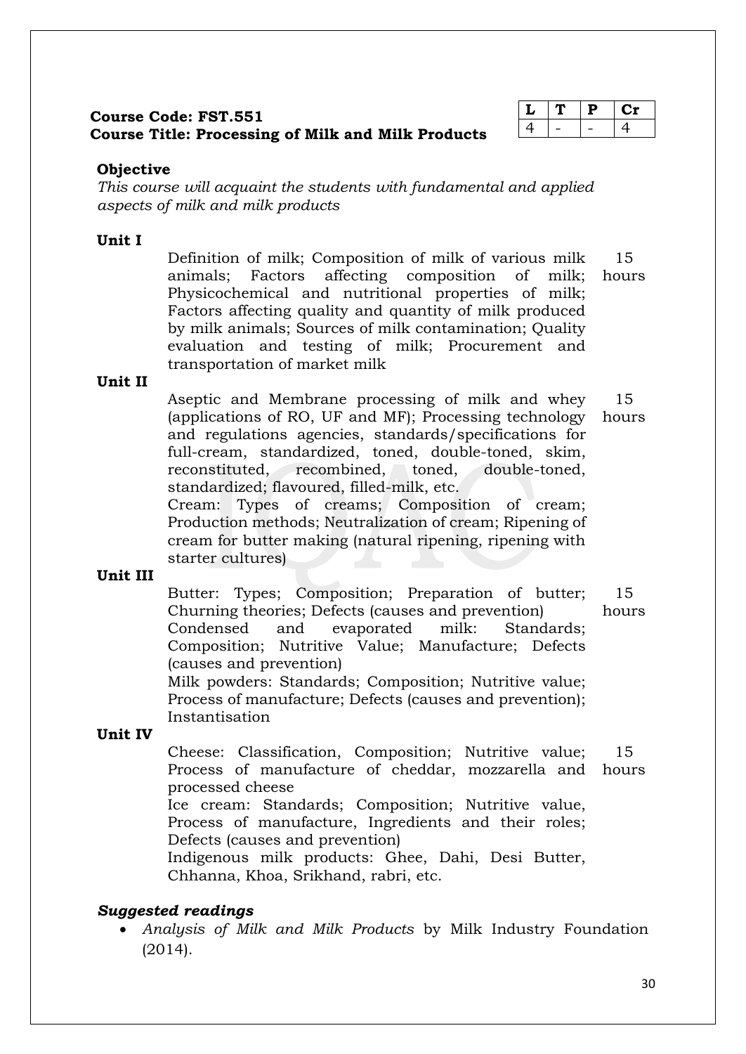**Course Code: FST.551**
**Course Title: Processing of Milk and Milk Products**

| L | T | P | Cr |
|---|---|---|---|
| 4 | - | - | 4 |

**Objective**

*This course will acquaint the students with fundamental and applied aspects of milk and milk products*

**Unit I** (15 hours)

Definition of milk; Composition of milk of various milk animals; Factors affecting composition of milk; Physicochemical and nutritional properties of milk; Factors affecting quality and quantity of milk produced by milk animals; Sources of milk contamination; Quality evaluation and testing of milk; Procurement and transportation of market milk

**Unit II** (15 hours)

Aseptic and Membrane processing of milk and whey (applications of RO, UF and MF); Processing technology and regulations agencies, standards/specifications for full-cream, standardized, toned, double-toned, skim, reconstituted, recombined, toned, double-toned, standardized; flavoured, filled-milk, etc.

Cream: Types of creams; Composition of cream; Production methods; Neutralization of cream; Ripening of cream for butter making (natural ripening, ripening with starter cultures)

**Unit III** (15 hours)

Butter: Types; Composition; Preparation of butter; Churning theories; Defects (causes and prevention)

Condensed and evaporated milk: Standards; Composition; Nutritive Value; Manufacture; Defects (causes and prevention)

Milk powders: Standards; Composition; Nutritive value; Process of manufacture; Defects (causes and prevention); Instantisation

**Unit IV** (15 hours)

Cheese: Classification, Composition; Nutritive value; Process of manufacture of cheddar, mozzarella and processed cheese

Ice cream: Standards; Composition; Nutritive value, Process of manufacture, Ingredients and their roles; Defects (causes and prevention)

Indigenous milk products: Ghee, Dahi, Desi Butter, Chhanna, Khoa, Srikhand, rabri, etc.

***Suggested readings***

- *Analysis of Milk and Milk Products* by Milk Industry Foundation (2014).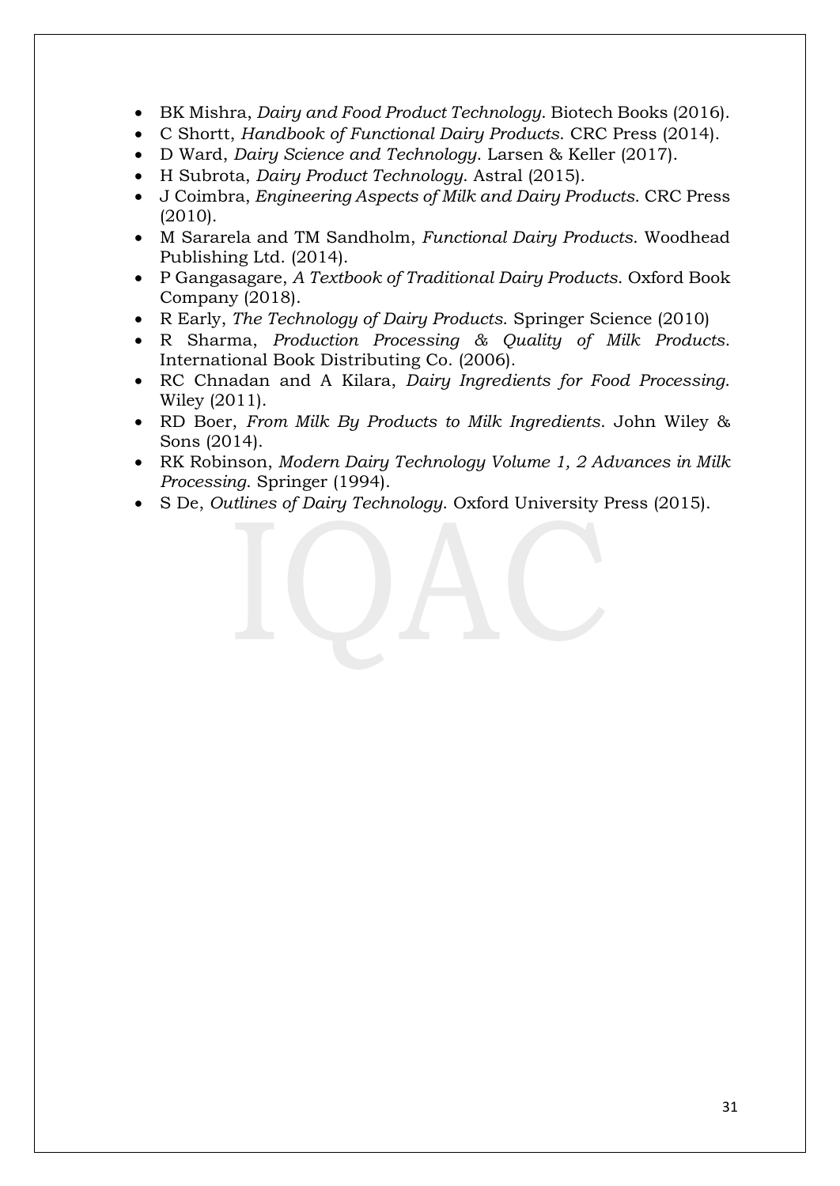- BK Mishra, *Dairy and Food Product Technology*. Biotech Books (2016).
- C Shortt, *Handbook of Functional Dairy Products*. CRC Press (2014).
- D Ward, *Dairy Science and Technology*. Larsen & Keller (2017).
- H Subrota, *Dairy Product Technology*. Astral (2015).
- J Coimbra, *Engineering Aspects of Milk and Dairy Products*. CRC Press (2010).
- M Sararela and TM Sandholm, *Functional Dairy Products*. Woodhead Publishing Ltd. (2014).
- P Gangasagare, *A Textbook of Traditional Dairy Products*. Oxford Book Company (2018).
- R Early, *The Technology of Dairy Products*. Springer Science (2010)
- R Sharma, *Production Processing & Quality of Milk Products*. International Book Distributing Co. (2006).
- RC Chnadan and A Kilara, *Dairy Ingredients for Food Processing*. Wiley (2011).
- RD Boer, *From Milk By Products to Milk Ingredients*. John Wiley & Sons (2014).
- RK Robinson, *Modern Dairy Technology Volume 1, 2 Advances in Milk Processing*. Springer (1994).
- S De, *Outlines of Dairy Technology*. Oxford University Press (2015).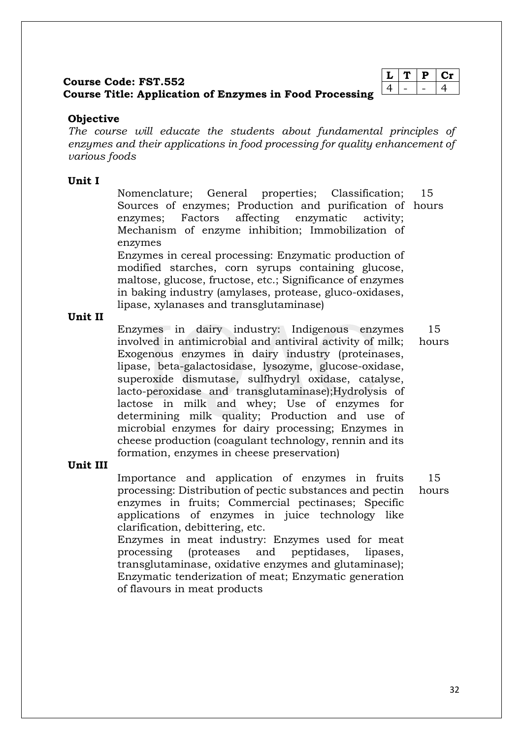**Course Code: FST.552**
**Course Title: Application of Enzymes in Food Processing**

| L | T | P | Cr |
|---|---|---|---|
| 4 | - | - | 4 |

**Objective**

*The course will educate the students about fundamental principles of enzymes and their applications in food processing for quality enhancement of various foods*

**Unit I** — 15 hours

Nomenclature; General properties; Classification; Sources of enzymes; Production and purification of enzymes; Factors affecting enzymatic activity; Mechanism of enzyme inhibition; Immobilization of enzymes

Enzymes in cereal processing: Enzymatic production of modified starches, corn syrups containing glucose, maltose, glucose, fructose, etc.; Significance of enzymes in baking industry (amylases, protease, gluco-oxidases, lipase, xylanases and transglutaminase)

**Unit II** — 15 hours

Enzymes in dairy industry: Indigenous enzymes involved in antimicrobial and antiviral activity of milk; Exogenous enzymes in dairy industry (proteinases, lipase, beta-galactosidase, lysozyme, glucose-oxidase, superoxide dismutase, sulfhydryl oxidase, catalyse, lacto-peroxidase and transglutaminase);Hydrolysis of lactose in milk and whey; Use of enzymes for determining milk quality; Production and use of microbial enzymes for dairy processing; Enzymes in cheese production (coagulant technology, rennin and its formation, enzymes in cheese preservation)

**Unit III** — 15 hours

Importance and application of enzymes in fruits processing: Distribution of pectic substances and pectin enzymes in fruits; Commercial pectinases; Specific applications of enzymes in juice technology like clarification, debittering, etc.

Enzymes in meat industry: Enzymes used for meat processing (proteases and peptidases, lipases, transglutaminase, oxidative enzymes and glutaminase); Enzymatic tenderization of meat; Enzymatic generation of flavours in meat products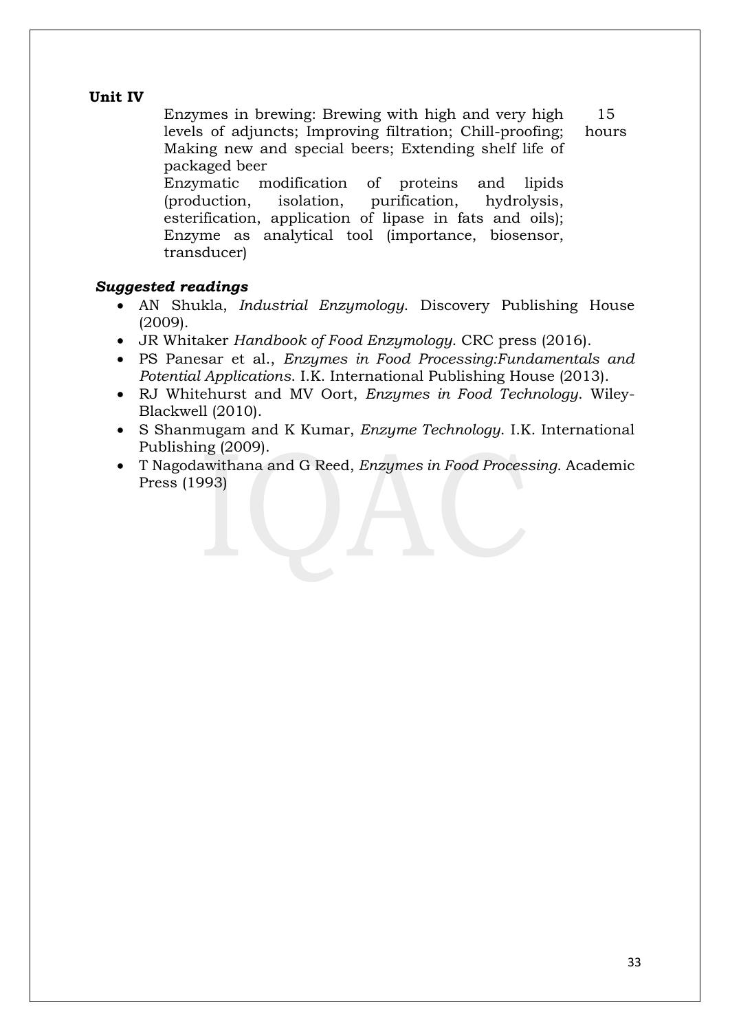**Unit IV**

| | |
|---|---|
| Enzymes in brewing: Brewing with high and very high levels of adjuncts; Improving filtration; Chill-proofing; Making new and special beers; Extending shelf life of packaged beer<br>Enzymatic modification of proteins and lipids (production, isolation, purification, hydrolysis, esterification, application of lipase in fats and oils); Enzyme as analytical tool (importance, biosensor, transducer) | 15 hours |

***Suggested readings***

- AN Shukla, *Industrial Enzymology*. Discovery Publishing House (2009).
- JR Whitaker *Handbook of Food Enzymology*. CRC press (2016).
- PS Panesar et al., *Enzymes in Food Processing:Fundamentals and Potential Applications*. I.K. International Publishing House (2013).
- RJ Whitehurst and MV Oort, *Enzymes in Food Technology*. Wiley-Blackwell (2010).
- S Shanmugam and K Kumar, *Enzyme Technology*. I.K. International Publishing (2009).
- T Nagodawithana and G Reed, *Enzymes in Food Processing*. Academic Press (1993)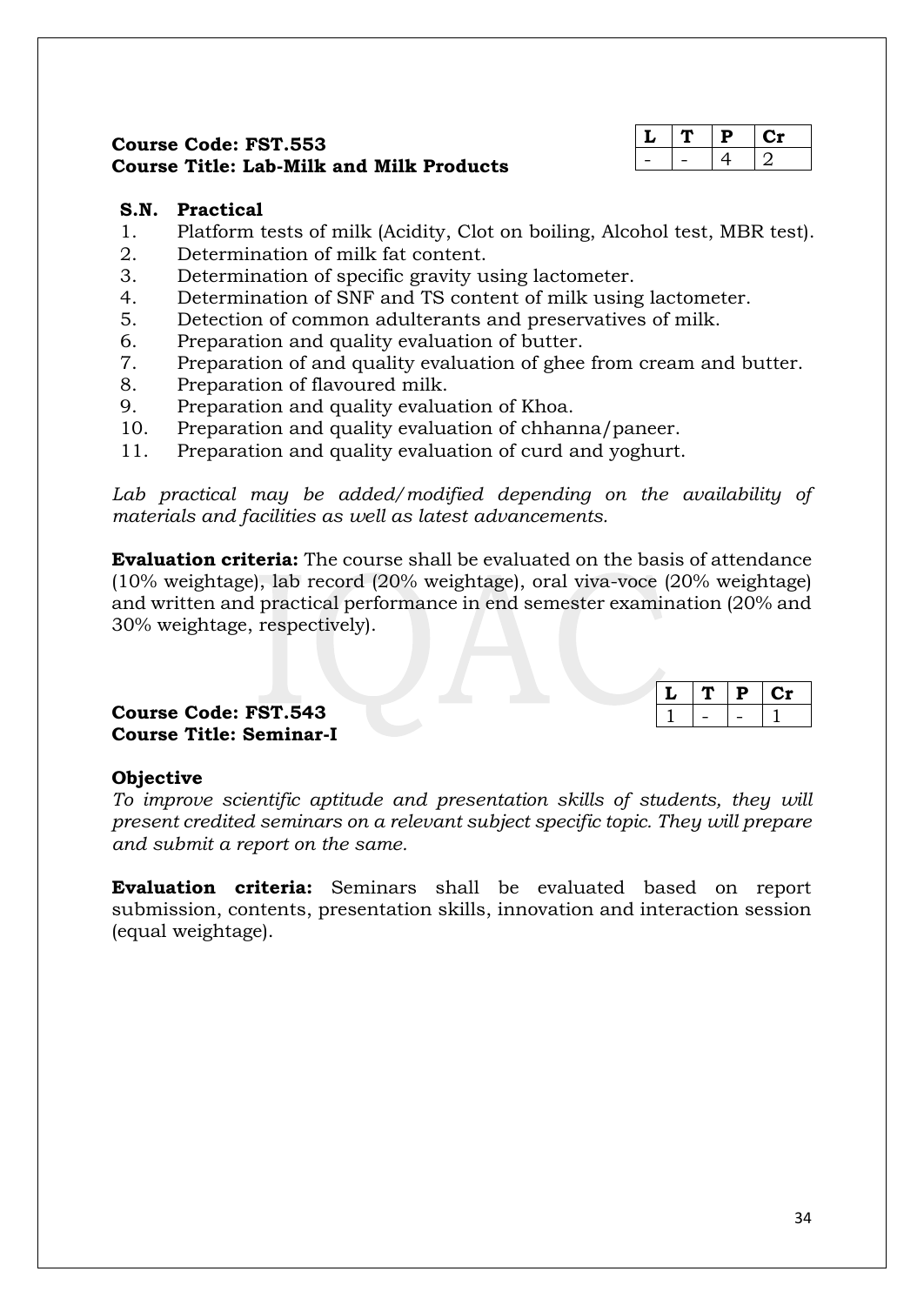**Course Code: FST.553**
**Course Title: Lab-Milk and Milk Products**

| L | T | P | Cr |
|---|---|---|---|
| - | - | 4 | 2 |

| S.N. | Practical |
|---|---|
| 1. | Platform tests of milk (Acidity, Clot on boiling, Alcohol test, MBR test). |
| 2. | Determination of milk fat content. |
| 3. | Determination of specific gravity using lactometer. |
| 4. | Determination of SNF and TS content of milk using lactometer. |
| 5. | Detection of common adulterants and preservatives of milk. |
| 6. | Preparation and quality evaluation of butter. |
| 7. | Preparation of and quality evaluation of ghee from cream and butter. |
| 8. | Preparation of flavoured milk. |
| 9. | Preparation and quality evaluation of Khoa. |
| 10. | Preparation and quality evaluation of chhanna/paneer. |
| 11. | Preparation and quality evaluation of curd and yoghurt. |

*Lab practical may be added/modified depending on the availability of materials and facilities as well as latest advancements.*

**Evaluation criteria:** The course shall be evaluated on the basis of attendance (10% weightage), lab record (20% weightage), oral viva-voce (20% weightage) and written and practical performance in end semester examination (20% and 30% weightage, respectively).

**Course Code: FST.543**
**Course Title: Seminar-I**

| L | T | P | Cr |
|---|---|---|---|
| 1 | - | - | 1 |

**Objective**

*To improve scientific aptitude and presentation skills of students, they will present credited seminars on a relevant subject specific topic. They will prepare and submit a report on the same.*

**Evaluation criteria:** Seminars shall be evaluated based on report submission, contents, presentation skills, innovation and interaction session (equal weightage).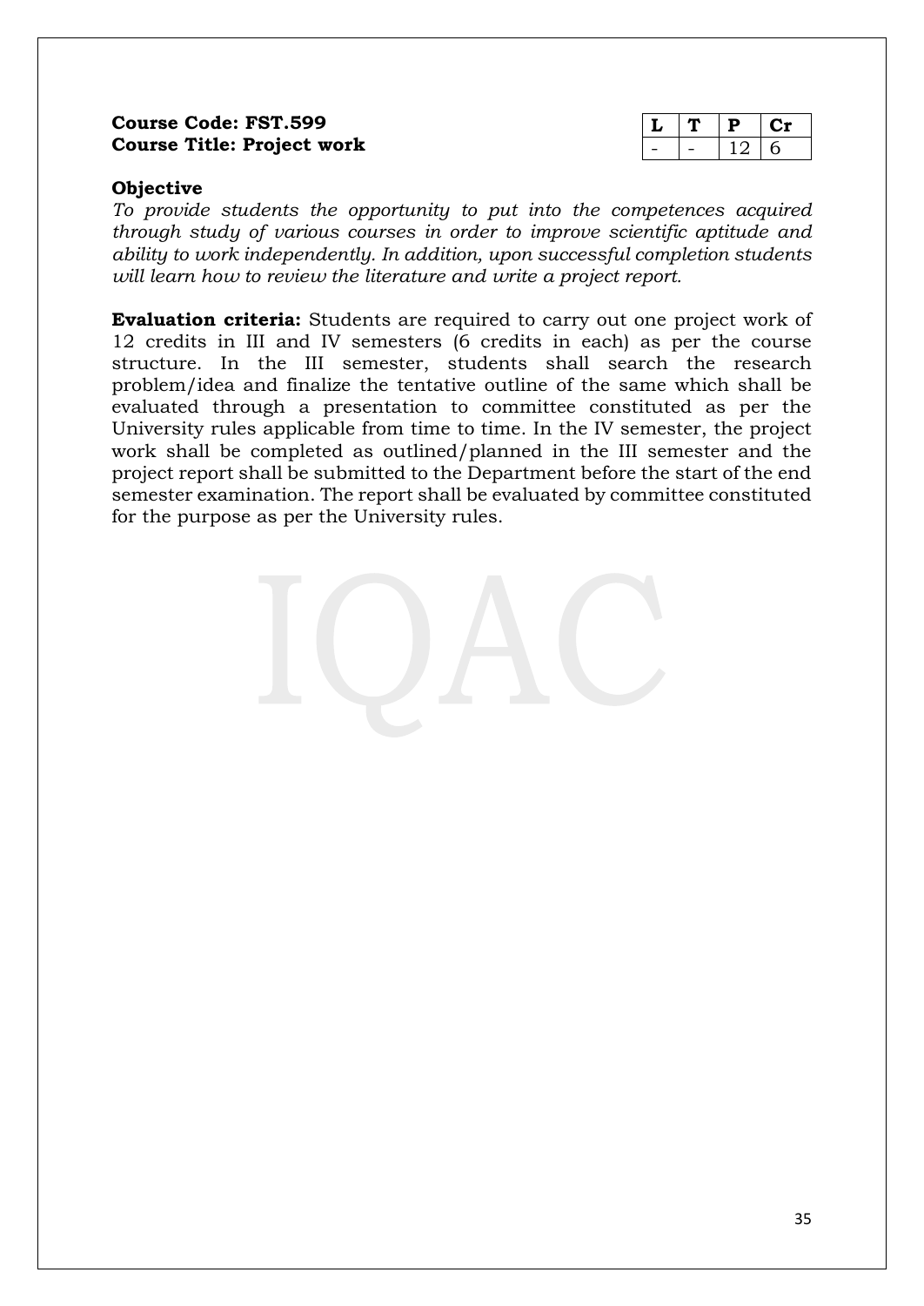**Course Code: FST.599**
**Course Title: Project work**

| L | T | P | Cr |
|---|---|---|---|
| - | - | 12 | 6 |

**Objective**

*To provide students the opportunity to put into the competences acquired through study of various courses in order to improve scientific aptitude and ability to work independently. In addition, upon successful completion students will learn how to review the literature and write a project report.*

**Evaluation criteria:** Students are required to carry out one project work of 12 credits in III and IV semesters (6 credits in each) as per the course structure. In the III semester, students shall search the research problem/idea and finalize the tentative outline of the same which shall be evaluated through a presentation to committee constituted as per the University rules applicable from time to time. In the IV semester, the project work shall be completed as outlined/planned in the III semester and the project report shall be submitted to the Department before the start of the end semester examination. The report shall be evaluated by committee constituted for the purpose as per the University rules.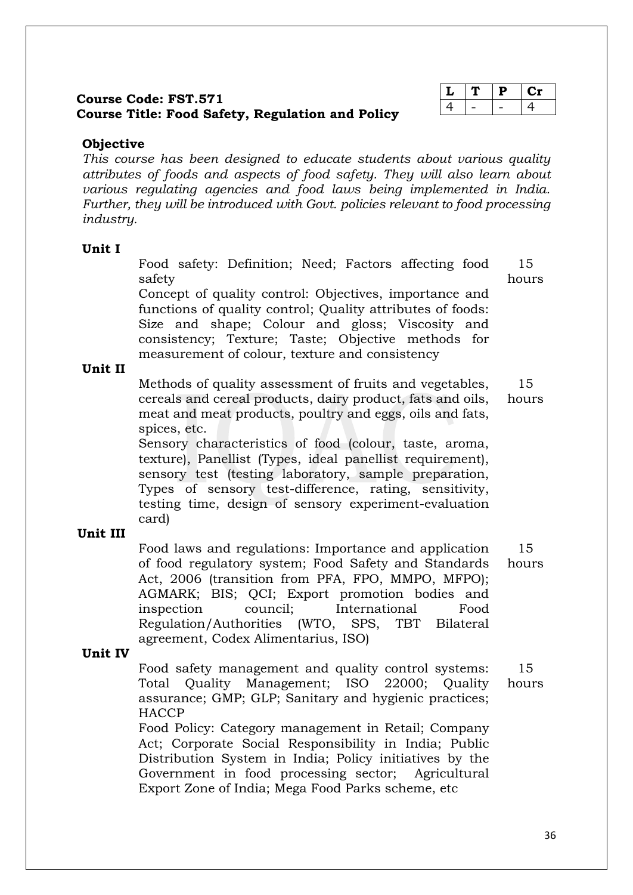**Course Code: FST.571**
**Course Title: Food Safety, Regulation and Policy**

| L | T | P | Cr |
|---|---|---|---|
| 4 | - | - | 4 |

**Objective**

*This course has been designed to educate students about various quality attributes of foods and aspects of food safety. They will also learn about various regulating agencies and food laws being implemented in India. Further, they will be introduced with Govt. policies relevant to food processing industry.*

**Unit I** — 15 hours

Food safety: Definition; Need; Factors affecting food safety

Concept of quality control: Objectives, importance and functions of quality control; Quality attributes of foods: Size and shape; Colour and gloss; Viscosity and consistency; Texture; Taste; Objective methods for measurement of colour, texture and consistency

**Unit II** — 15 hours

Methods of quality assessment of fruits and vegetables, cereals and cereal products, dairy product, fats and oils, meat and meat products, poultry and eggs, oils and fats, spices, etc.

Sensory characteristics of food (colour, taste, aroma, texture), Panellist (Types, ideal panellist requirement), sensory test (testing laboratory, sample preparation, Types of sensory test-difference, rating, sensitivity, testing time, design of sensory experiment-evaluation card)

**Unit III** — 15 hours

Food laws and regulations: Importance and application of food regulatory system; Food Safety and Standards Act, 2006 (transition from PFA, FPO, MMPO, MFPO); AGMARK; BIS; QCI; Export promotion bodies and inspection council; International Food Regulation/Authorities (WTO, SPS, TBT Bilateral agreement, Codex Alimentarius, ISO)

**Unit IV** — 15 hours

Food safety management and quality control systems: Total Quality Management; ISO 22000; Quality assurance; GMP; GLP; Sanitary and hygienic practices; HACCP

Food Policy: Category management in Retail; Company Act; Corporate Social Responsibility in India; Public Distribution System in India; Policy initiatives by the Government in food processing sector; Agricultural Export Zone of India; Mega Food Parks scheme, etc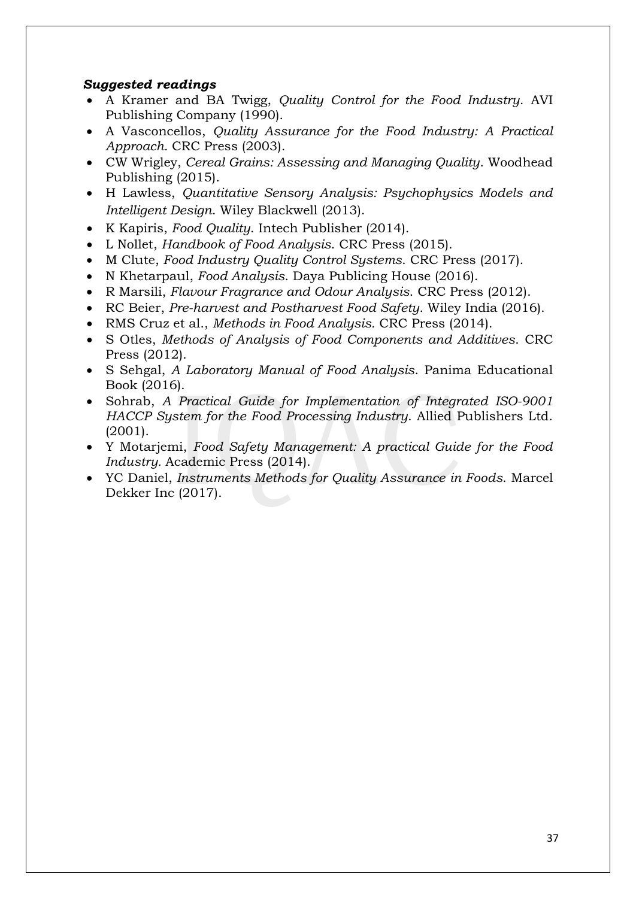***Suggested readings***

- A Kramer and BA Twigg, *Quality Control for the Food Industry*. AVI Publishing Company (1990).
- A Vasconcellos, *Quality Assurance for the Food Industry: A Practical Approach.* CRC Press (2003).
- CW Wrigley, *Cereal Grains: Assessing and Managing Quality*. Woodhead Publishing (2015).
- H Lawless, *Quantitative Sensory Analysis: Psychophysics Models and Intelligent Design*. Wiley Blackwell (2013).
- K Kapiris, *Food Quality*. Intech Publisher (2014).
- L Nollet, *Handbook of Food Analysis*. CRC Press (2015).
- M Clute, *Food Industry Quality Control Systems*. CRC Press (2017).
- N Khetarpaul, *Food Analysis*. Daya Publicing House (2016).
- R Marsili, *Flavour Fragrance and Odour Analysis*. CRC Press (2012).
- RC Beier, *Pre-harvest and Postharvest Food Safety*. Wiley India (2016).
- RMS Cruz et al., *Methods in Food Analysis.* CRC Press (2014).
- S Otles, *Methods of Analysis of Food Components and Additives*. CRC Press (2012).
- S Sehgal, *A Laboratory Manual of Food Analysis*. Panima Educational Book (2016).
- Sohrab, *A Practical Guide for Implementation of Integrated ISO-9001 HACCP System for the Food Processing Industry*. Allied Publishers Ltd. (2001).
- Y Motarjemi, *Food Safety Management: A practical Guide for the Food Industry.* Academic Press (2014).
- YC Daniel, *Instruments Methods for Quality Assurance in Foods*. Marcel Dekker Inc (2017).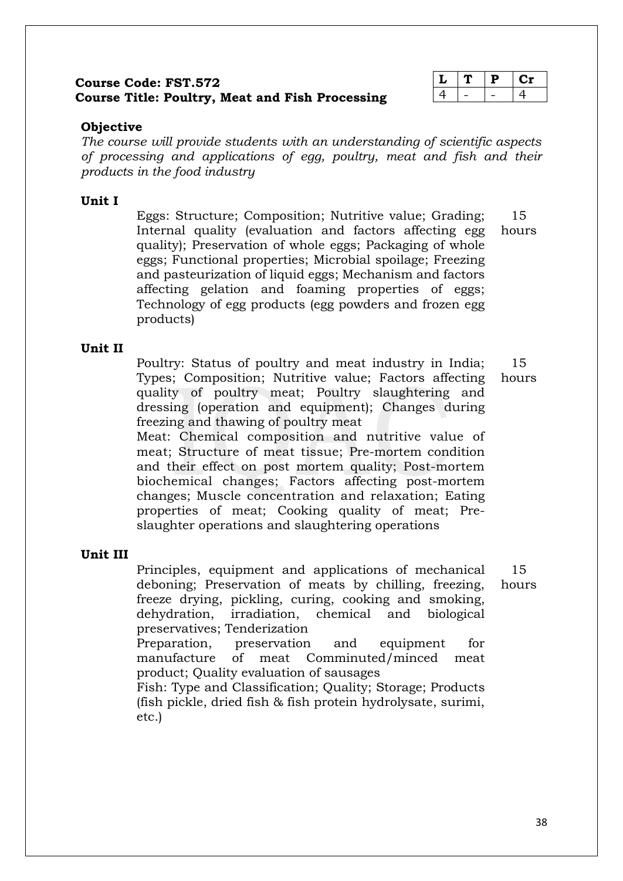**Course Code: FST.572**
**Course Title: Poultry, Meat and Fish Processing**

| L | T | P | Cr |
|---|---|---|---|
| 4 | - | - | 4 |

**Objective**

*The course will provide students with an understanding of scientific aspects of processing and applications of egg, poultry, meat and fish and their products in the food industry*

**Unit I**

Eggs: Structure; Composition; Nutritive value; Grading; Internal quality (evaluation and factors affecting egg quality); Preservation of whole eggs; Packaging of whole eggs; Functional properties; Microbial spoilage; Freezing and pasteurization of liquid eggs; Mechanism and factors affecting gelation and foaming properties of eggs; Technology of egg products (egg powders and frozen egg products) — 15 hours

**Unit II**

Poultry: Status of poultry and meat industry in India; Types; Composition; Nutritive value; Factors affecting quality of poultry meat; Poultry slaughtering and dressing (operation and equipment); Changes during freezing and thawing of poultry meat — 15 hours

Meat: Chemical composition and nutritive value of meat; Structure of meat tissue; Pre-mortem condition and their effect on post mortem quality; Post-mortem biochemical changes; Factors affecting post-mortem changes; Muscle concentration and relaxation; Eating properties of meat; Cooking quality of meat; Pre-slaughter operations and slaughtering operations

**Unit III**

Principles, equipment and applications of mechanical deboning; Preservation of meats by chilling, freezing, freeze drying, pickling, curing, cooking and smoking, dehydration, irradiation, chemical and biological preservatives; Tenderization — 15 hours

Preparation, preservation and equipment for manufacture of meat Comminuted/minced meat product; Quality evaluation of sausages

Fish: Type and Classification; Quality; Storage; Products (fish pickle, dried fish & fish protein hydrolysate, surimi, etc.)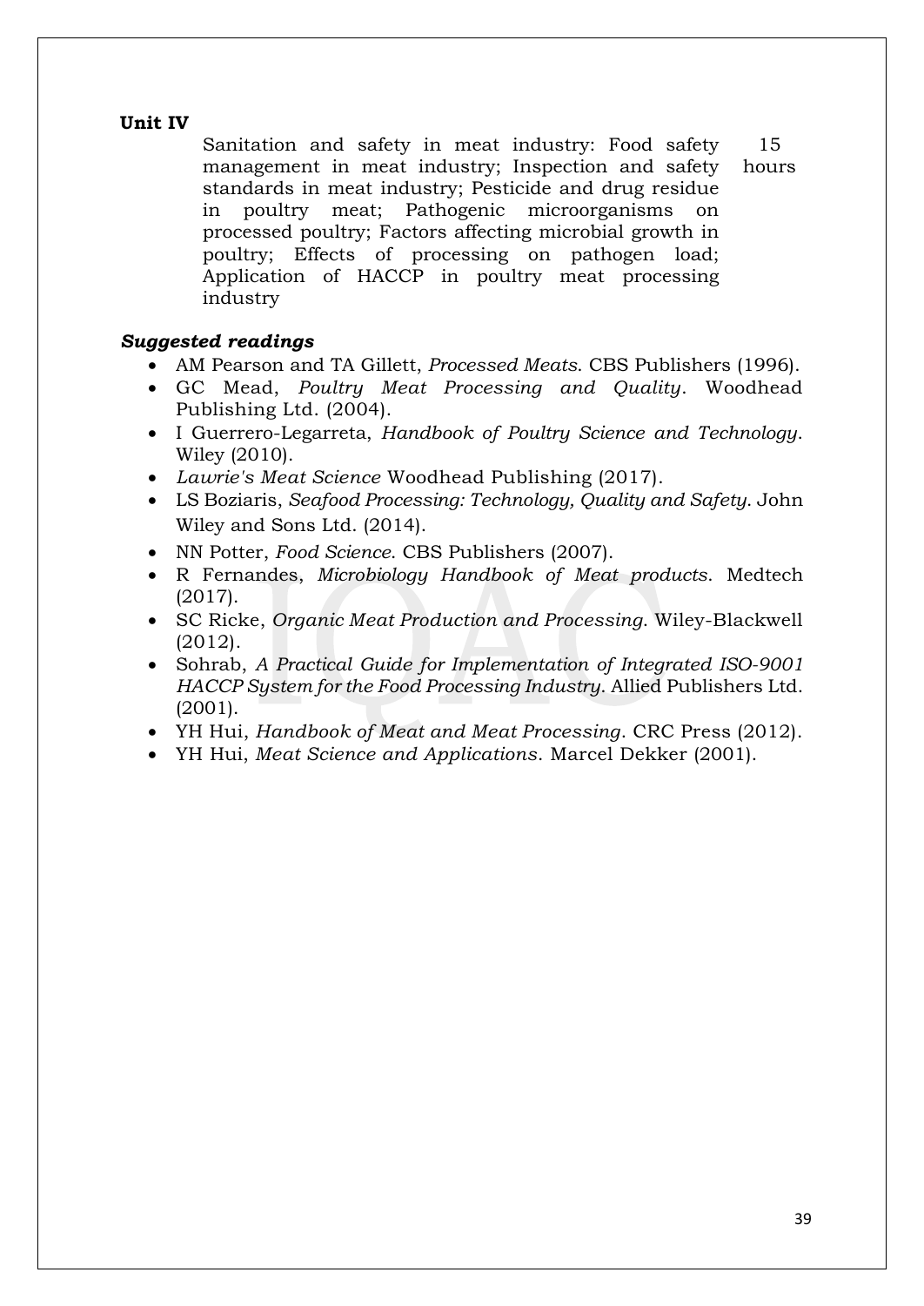**Unit IV**

| | |
|---|---|
| Sanitation and safety in meat industry: Food safety management in meat industry; Inspection and safety standards in meat industry; Pesticide and drug residue in poultry meat; Pathogenic microorganisms on processed poultry; Factors affecting microbial growth in poultry; Effects of processing on pathogen load; Application of HACCP in poultry meat processing industry | 15 hours |

***Suggested readings***

- AM Pearson and TA Gillett, *Processed Meats*. CBS Publishers (1996).
- GC Mead, *Poultry Meat Processing and Quality*. Woodhead Publishing Ltd. (2004).
- I Guerrero-Legarreta, *Handbook of Poultry Science and Technology*. Wiley (2010).
- *Lawrie's Meat Science* Woodhead Publishing (2017).
- LS Boziaris, *Seafood Processing: Technology, Quality and Safety*. John Wiley and Sons Ltd. (2014).
- NN Potter, *Food Science*. CBS Publishers (2007).
- R Fernandes, *Microbiology Handbook of Meat products*. Medtech (2017).
- SC Ricke, *Organic Meat Production and Processing*. Wiley-Blackwell (2012).
- Sohrab, *A Practical Guide for Implementation of Integrated ISO-9001 HACCP System for the Food Processing Industry*. Allied Publishers Ltd. (2001).
- YH Hui, *Handbook of Meat and Meat Processing*. CRC Press (2012).
- YH Hui, *Meat Science and Applications*. Marcel Dekker (2001).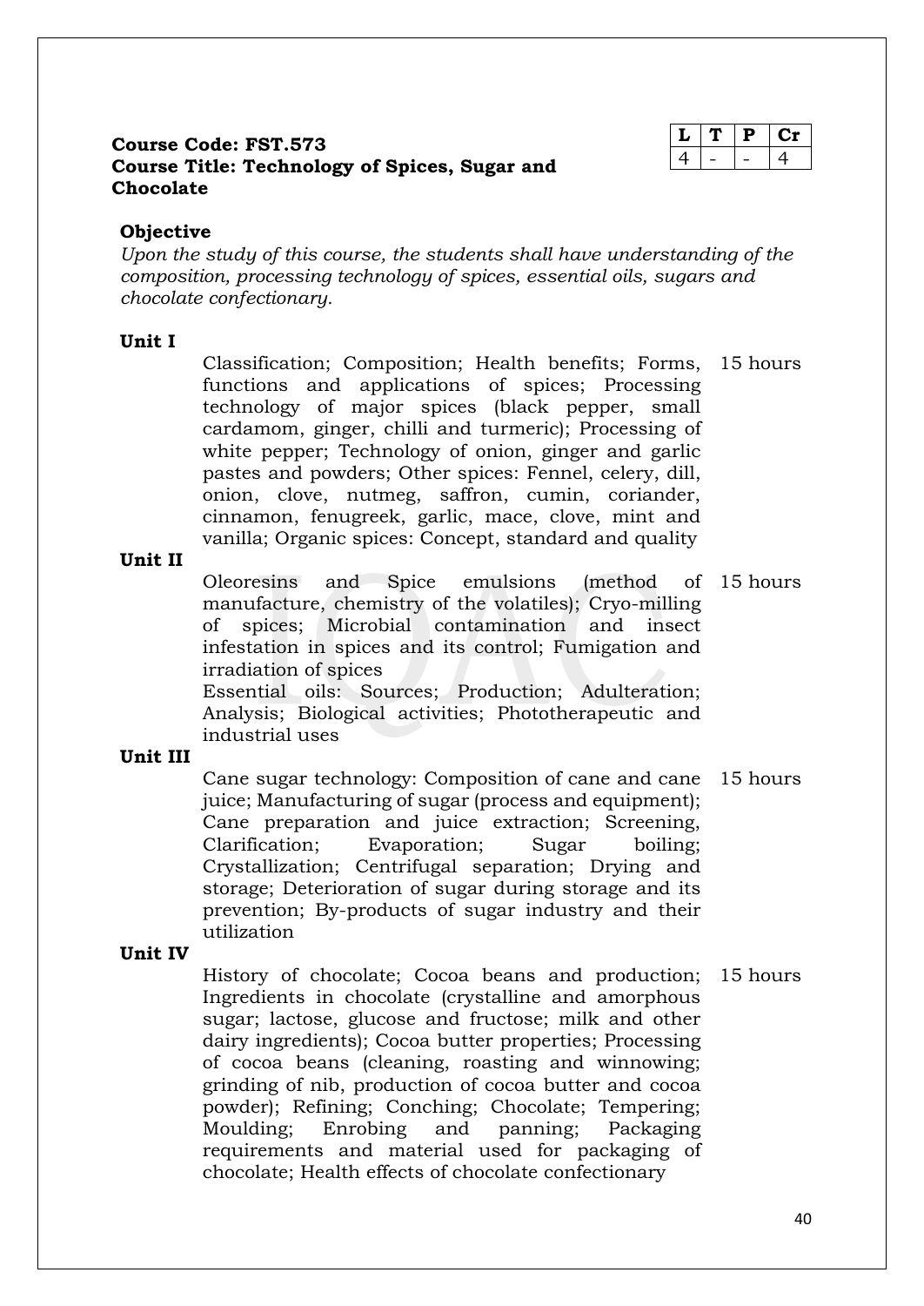**Course Code: FST.573**
**Course Title: Technology of Spices, Sugar and Chocolate**

| L | T | P | Cr |
|---|---|---|---|
| 4 | - | - | 4 |

### Objective

*Upon the study of this course, the students shall have understanding of the composition, processing technology of spices, essential oils, sugars and chocolate confectionary.*

| | | |
|---|---|---|
| **Unit I** | Classification; Composition; Health benefits; Forms, functions and applications of spices; Processing technology of major spices (black pepper, small cardamom, ginger, chilli and turmeric); Processing of white pepper; Technology of onion, ginger and garlic pastes and powders; Other spices: Fennel, celery, dill, onion, clove, nutmeg, saffron, cumin, coriander, cinnamon, fenugreek, garlic, mace, clove, mint and vanilla; Organic spices: Concept, standard and quality | 15 hours |
| **Unit II** | Oleoresins and Spice emulsions (method of manufacture, chemistry of the volatiles); Cryo-milling of spices; Microbial contamination and insect infestation in spices and its control; Fumigation and irradiation of spices<br>Essential oils: Sources; Production; Adulteration; Analysis; Biological activities; Phototherapeutic and industrial uses | 15 hours |
| **Unit III** | Cane sugar technology: Composition of cane and cane juice; Manufacturing of sugar (process and equipment); Cane preparation and juice extraction; Screening, Clarification; Evaporation; Sugar boiling; Crystallization; Centrifugal separation; Drying and storage; Deterioration of sugar during storage and its prevention; By-products of sugar industry and their utilization | 15 hours |
| **Unit IV** | History of chocolate; Cocoa beans and production; Ingredients in chocolate (crystalline and amorphous sugar; lactose, glucose and fructose; milk and other dairy ingredients); Cocoa butter properties; Processing of cocoa beans (cleaning, roasting and winnowing; grinding of nib, production of cocoa butter and cocoa powder); Refining; Conching; Chocolate; Tempering; Moulding; Enrobing and panning; Packaging requirements and material used for packaging of chocolate; Health effects of chocolate confectionary | 15 hours |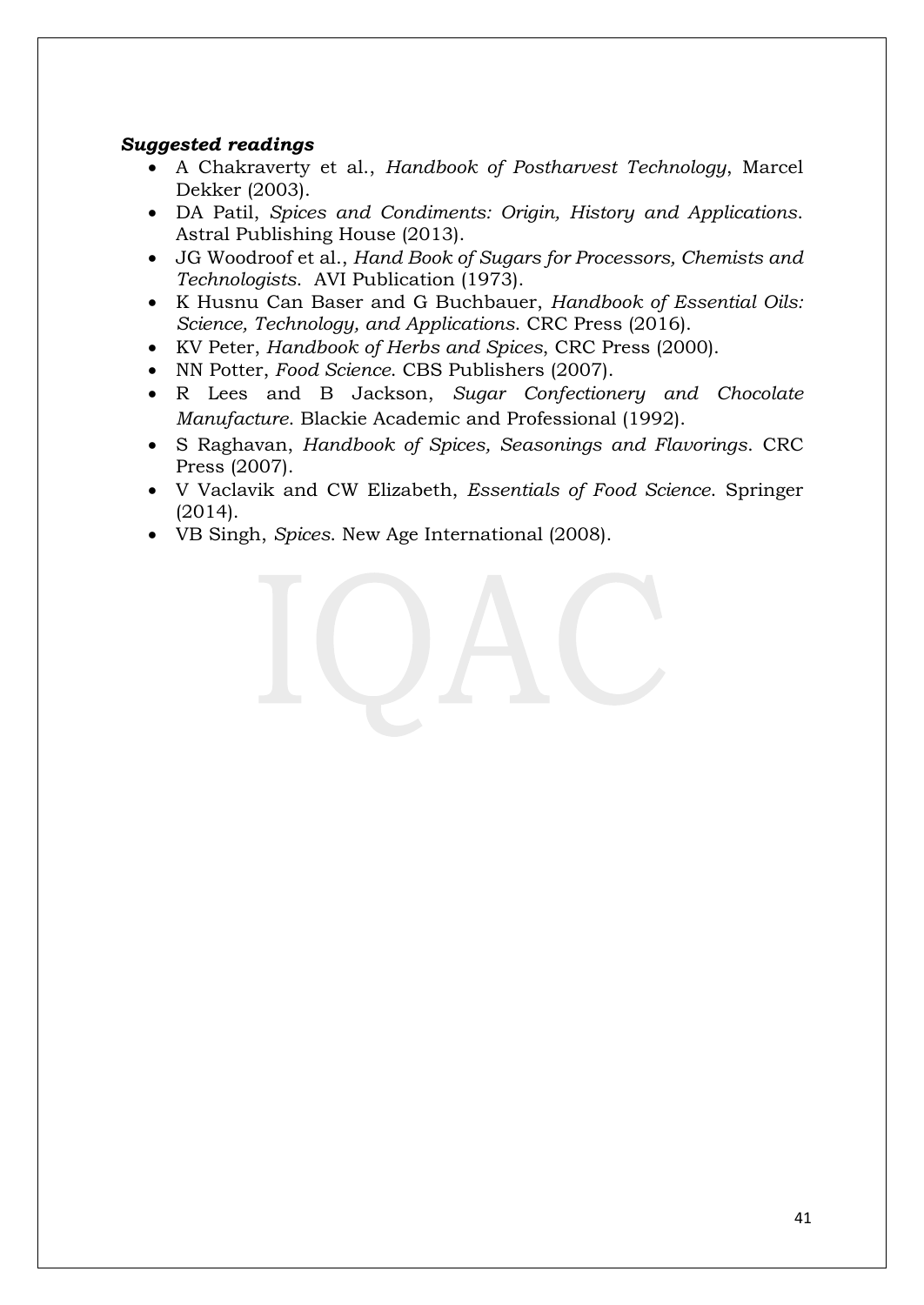***Suggested readings***

- A Chakraverty et al., *Handbook of Postharvest Technology*, Marcel Dekker (2003).
- DA Patil, *Spices and Condiments: Origin, History and Applications*. Astral Publishing House (2013).
- JG Woodroof et al., *Hand Book of Sugars for Processors, Chemists and Technologists*. AVI Publication (1973).
- K Husnu Can Baser and G Buchbauer, *Handbook of Essential Oils: Science, Technology, and Applications*. CRC Press (2016).
- KV Peter, *Handbook of Herbs and Spices*, CRC Press (2000).
- NN Potter, *Food Science*. CBS Publishers (2007).
- R Lees and B Jackson, *Sugar Confectionery and Chocolate Manufacture*. Blackie Academic and Professional (1992).
- S Raghavan, *Handbook of Spices, Seasonings and Flavorings*. CRC Press (2007).
- V Vaclavik and CW Elizabeth, *Essentials of Food Science*. Springer (2014).
- VB Singh, *Spices*. New Age International (2008).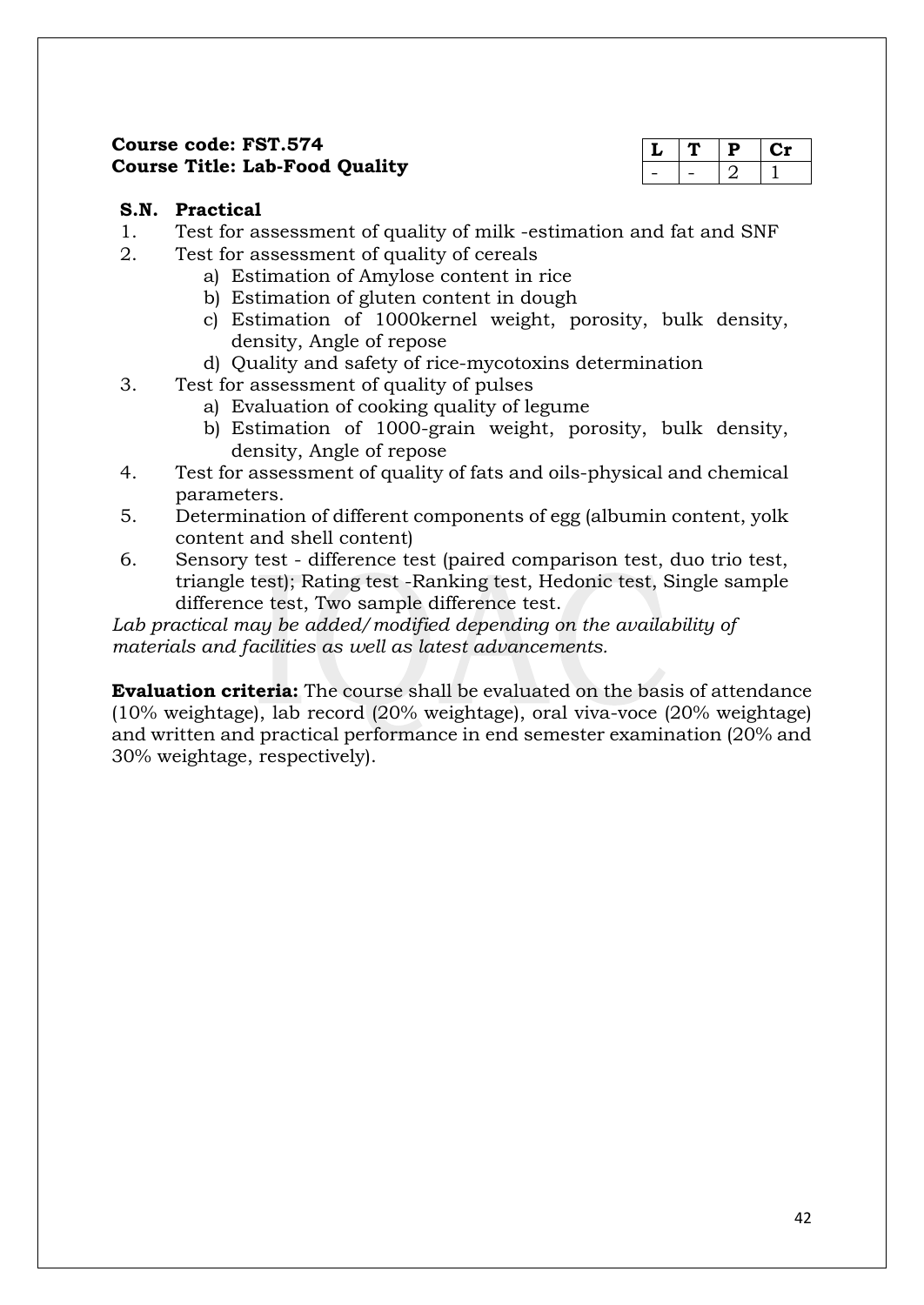**Course code: FST.574**
**Course Title: Lab-Food Quality**

| L | T | P | Cr |
|---|---|---|---|
| - | - | 2 | 1 |

| S.N. | Practical |
|---|---|
| 1. | Test for assessment of quality of milk -estimation and fat and SNF |
| 2. | Test for assessment of quality of cereals<br>a) Estimation of Amylose content in rice<br>b) Estimation of gluten content in dough<br>c) Estimation of 1000kernel weight, porosity, bulk density, density, Angle of repose<br>d) Quality and safety of rice-mycotoxins determination |
| 3. | Test for assessment of quality of pulses<br>a) Evaluation of cooking quality of legume<br>b) Estimation of 1000-grain weight, porosity, bulk density, density, Angle of repose |
| 4. | Test for assessment of quality of fats and oils-physical and chemical parameters. |
| 5. | Determination of different components of egg (albumin content, yolk content and shell content) |
| 6. | Sensory test - difference test (paired comparison test, duo trio test, triangle test); Rating test -Ranking test, Hedonic test, Single sample difference test, Two sample difference test. |

*Lab practical may be added/modified depending on the availability of materials and facilities as well as latest advancements.*

**Evaluation criteria:** The course shall be evaluated on the basis of attendance (10% weightage), lab record (20% weightage), oral viva-voce (20% weightage) and written and practical performance in end semester examination (20% and 30% weightage, respectively).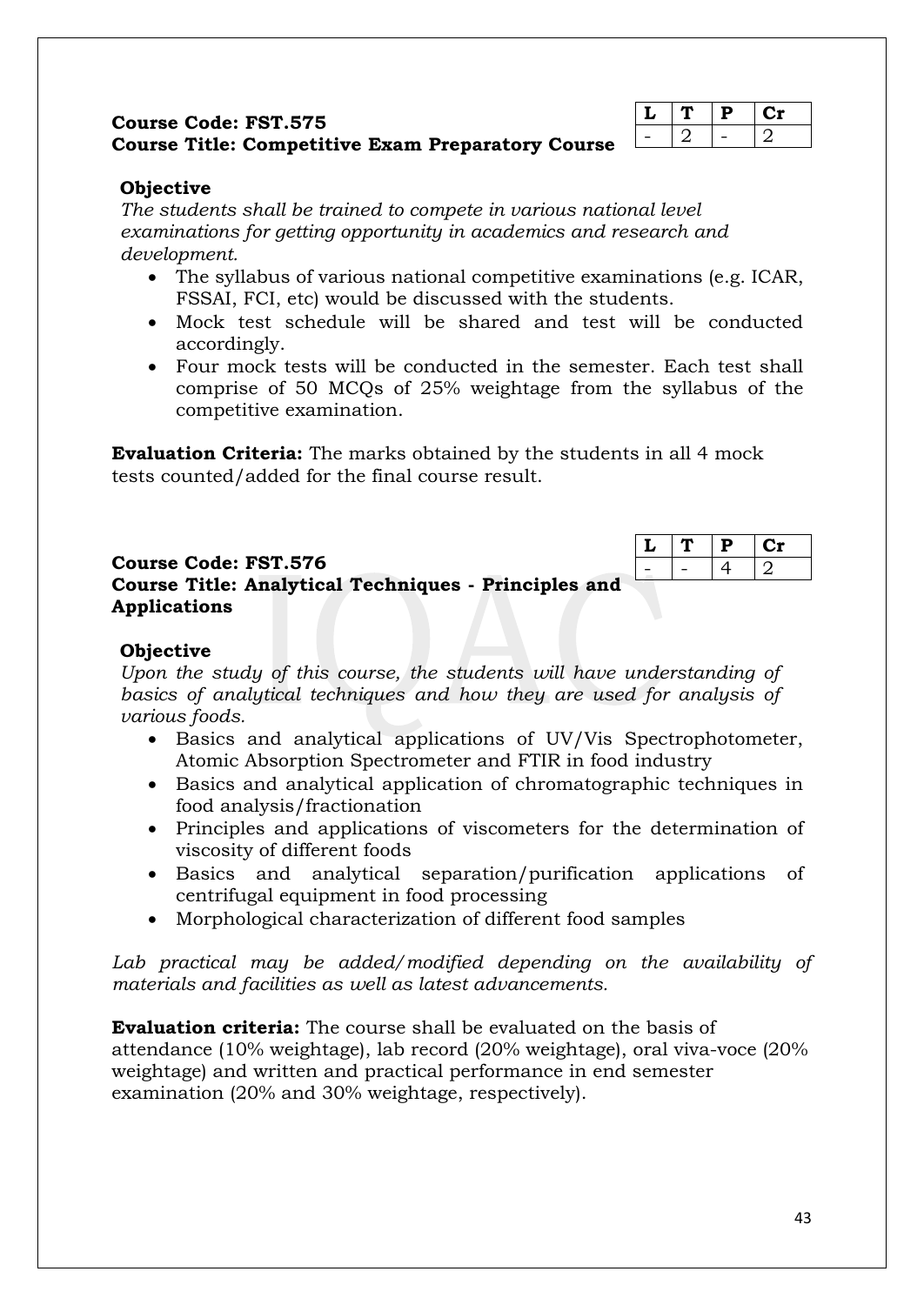**Course Code: FST.575**
**Course Title: Competitive Exam Preparatory Course**

| L | T | P | Cr |
|---|---|---|---|
| - | 2 | - | 2 |

**Objective**

*The students shall be trained to compete in various national level examinations for getting opportunity in academics and research and development.*

- The syllabus of various national competitive examinations (e.g. ICAR, FSSAI, FCI, etc) would be discussed with the students.
- Mock test schedule will be shared and test will be conducted accordingly.
- Four mock tests will be conducted in the semester. Each test shall comprise of 50 MCQs of 25% weightage from the syllabus of the competitive examination.

**Evaluation Criteria:** The marks obtained by the students in all 4 mock tests counted/added for the final course result.

**Course Code: FST.576**
**Course Title: Analytical Techniques - Principles and Applications**

| L | T | P | Cr |
|---|---|---|---|
| - | - | 4 | 2 |

**Objective**

*Upon the study of this course, the students will have understanding of basics of analytical techniques and how they are used for analysis of various foods.*

- Basics and analytical applications of UV/Vis Spectrophotometer, Atomic Absorption Spectrometer and FTIR in food industry
- Basics and analytical application of chromatographic techniques in food analysis/fractionation
- Principles and applications of viscometers for the determination of viscosity of different foods
- Basics and analytical separation/purification applications of centrifugal equipment in food processing
- Morphological characterization of different food samples

*Lab practical may be added/modified depending on the availability of materials and facilities as well as latest advancements.*

**Evaluation criteria:** The course shall be evaluated on the basis of attendance (10% weightage), lab record (20% weightage), oral viva-voce (20% weightage) and written and practical performance in end semester examination (20% and 30% weightage, respectively).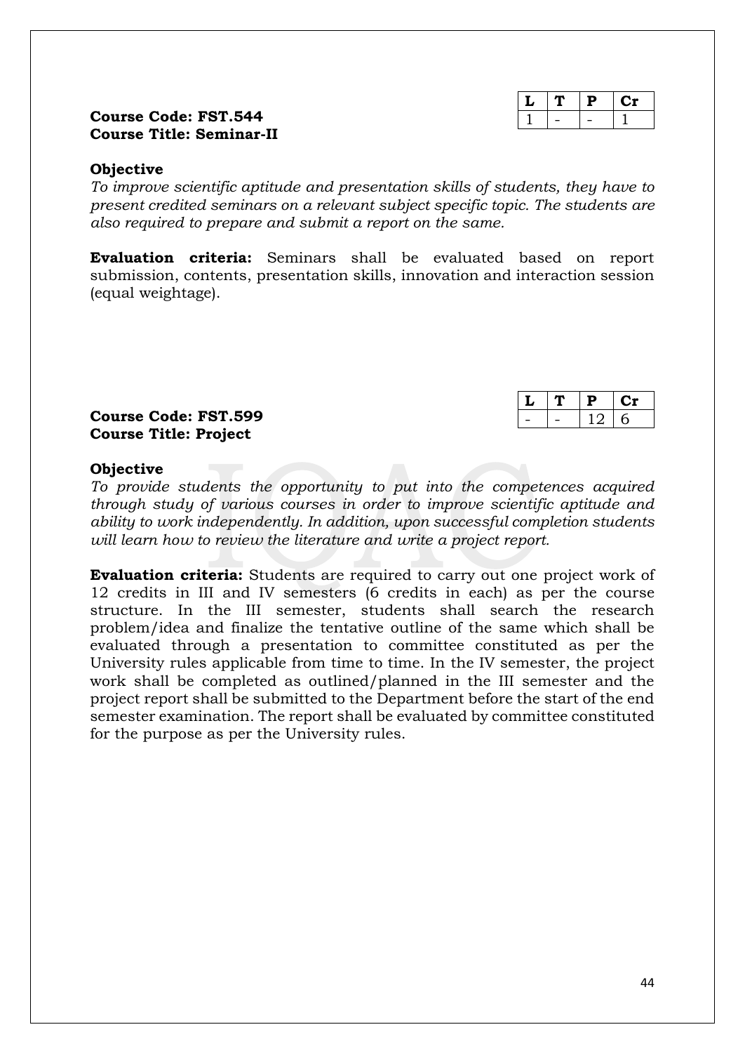| L | T | P | Cr |
|---|---|---|---|
| 1 | - | - | 1 |

**Course Code: FST.544**
**Course Title: Seminar-II**

**Objective**

*To improve scientific aptitude and presentation skills of students, they have to present credited seminars on a relevant subject specific topic. The students are also required to prepare and submit a report on the same.*

**Evaluation criteria:** Seminars shall be evaluated based on report submission, contents, presentation skills, innovation and interaction session (equal weightage).

| L | T | P | Cr |
|---|---|---|---|
| - | - | 12 | 6 |

**Course Code: FST.599**
**Course Title: Project**

**Objective**

*To provide students the opportunity to put into the competences acquired through study of various courses in order to improve scientific aptitude and ability to work independently. In addition, upon successful completion students will learn how to review the literature and write a project report.*

**Evaluation criteria:** Students are required to carry out one project work of 12 credits in III and IV semesters (6 credits in each) as per the course structure. In the III semester, students shall search the research problem/idea and finalize the tentative outline of the same which shall be evaluated through a presentation to committee constituted as per the University rules applicable from time to time. In the IV semester, the project work shall be completed as outlined/planned in the III semester and the project report shall be submitted to the Department before the start of the end semester examination. The report shall be evaluated by committee constituted for the purpose as per the University rules.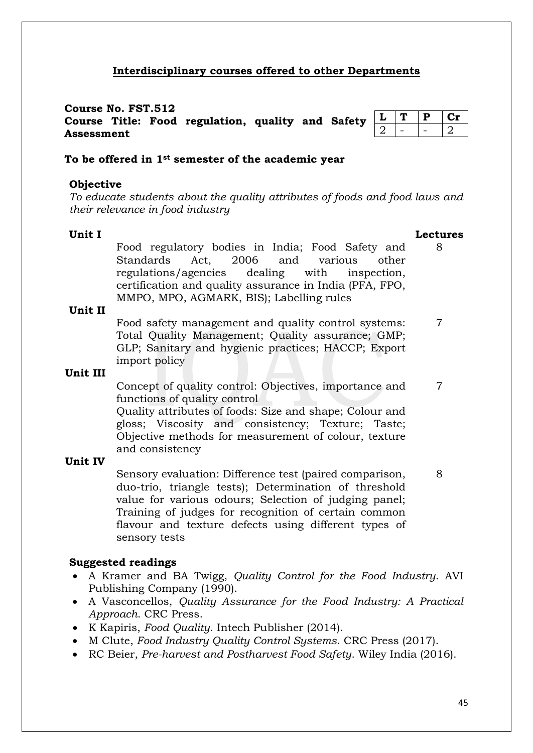## Interdisciplinary courses offered to other Departments

**Course No. FST.512**
**Course Title: Food regulation, quality and Safety Assessment**

| L | T | P | Cr |
|---|---|---|---|
| 2 | - | - | 2 |

**To be offered in 1st semester of the academic year**

**Objective**
*To educate students about the quality attributes of foods and food laws and their relevance in food industry*

| | | Lectures |
|---|---|---|
| **Unit I** | Food regulatory bodies in India; Food Safety and Standards Act, 2006 and various other regulations/agencies dealing with inspection, certification and quality assurance in India (PFA, FPO, MMPO, MPO, AGMARK, BIS); Labelling rules | 8 |
| **Unit II** | Food safety management and quality control systems: Total Quality Management; Quality assurance; GMP; GLP; Sanitary and hygienic practices; HACCP; Export import policy | 7 |
| **Unit III** | Concept of quality control: Objectives, importance and functions of quality control<br>Quality attributes of foods: Size and shape; Colour and gloss; Viscosity and consistency; Texture; Taste; Objective methods for measurement of colour, texture and consistency | 7 |
| **Unit IV** | Sensory evaluation: Difference test (paired comparison, duo-trio, triangle tests); Determination of threshold value for various odours; Selection of judging panel; Training of judges for recognition of certain common flavour and texture defects using different types of sensory tests | 8 |

**Suggested readings**

- A Kramer and BA Twigg, *Quality Control for the Food Industry*. AVI Publishing Company (1990).
- A Vasconcellos, *Quality Assurance for the Food Industry: A Practical Approach*. CRC Press.
- K Kapiris, *Food Quality*. Intech Publisher (2014).
- M Clute, *Food Industry Quality Control Systems*. CRC Press (2017).
- RC Beier, *Pre-harvest and Postharvest Food Safety*. Wiley India (2016).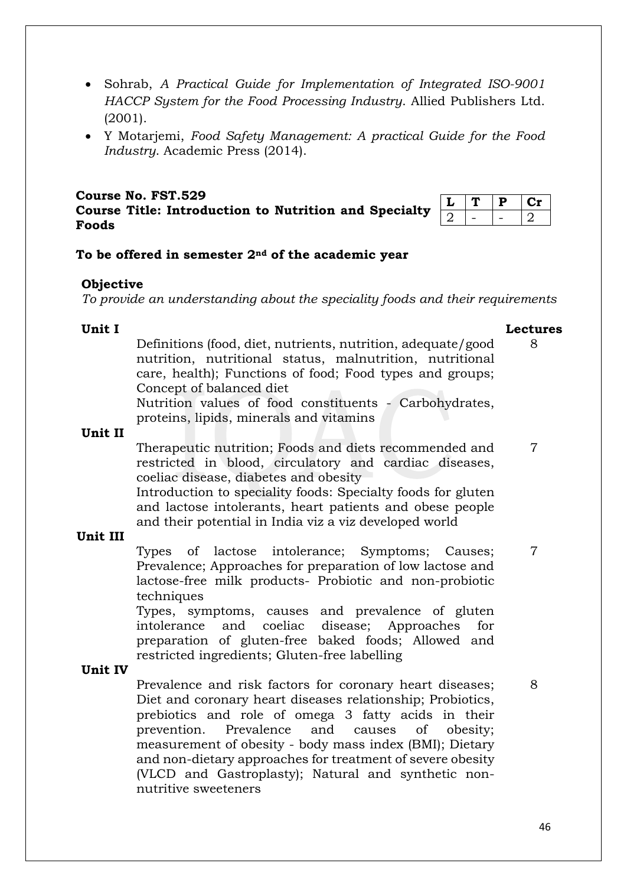- Sohrab, *A Practical Guide for Implementation of Integrated ISO-9001 HACCP System for the Food Processing Industry*. Allied Publishers Ltd. (2001).
- Y Motarjemi, *Food Safety Management: A practical Guide for the Food Industry*. Academic Press (2014).

**Course No. FST.529**
**Course Title: Introduction to Nutrition and Specialty Foods**

| L | T | P | Cr |
|---|---|---|---|
| 2 | - | - | 2 |

**To be offered in semester 2nd of the academic year**

**Objective**
*To provide an understanding about the speciality foods and their requirements*

| | | Lectures |
|---|---|---|
| **Unit I** | Definitions (food, diet, nutrients, nutrition, adequate/good nutrition, nutritional status, malnutrition, nutritional care, health); Functions of food; Food types and groups; Concept of balanced diet<br>Nutrition values of food constituents - Carbohydrates, proteins, lipids, minerals and vitamins | 8 |
| **Unit II** | Therapeutic nutrition; Foods and diets recommended and restricted in blood, circulatory and cardiac diseases, coeliac disease, diabetes and obesity<br>Introduction to speciality foods: Specialty foods for gluten and lactose intolerants, heart patients and obese people and their potential in India viz a viz developed world | 7 |
| **Unit III** | Types of lactose intolerance; Symptoms; Causes; Prevalence; Approaches for preparation of low lactose and lactose-free milk products- Probiotic and non-probiotic techniques<br>Types, symptoms, causes and prevalence of gluten intolerance and coeliac disease; Approaches for preparation of gluten-free baked foods; Allowed and restricted ingredients; Gluten-free labelling | 7 |
| **Unit IV** | Prevalence and risk factors for coronary heart diseases; Diet and coronary heart diseases relationship; Probiotics, prebiotics and role of omega 3 fatty acids in their prevention. Prevalence and causes of obesity; measurement of obesity - body mass index (BMI); Dietary and non-dietary approaches for treatment of severe obesity (VLCD and Gastroplasty); Natural and synthetic non-nutritive sweeteners | 8 |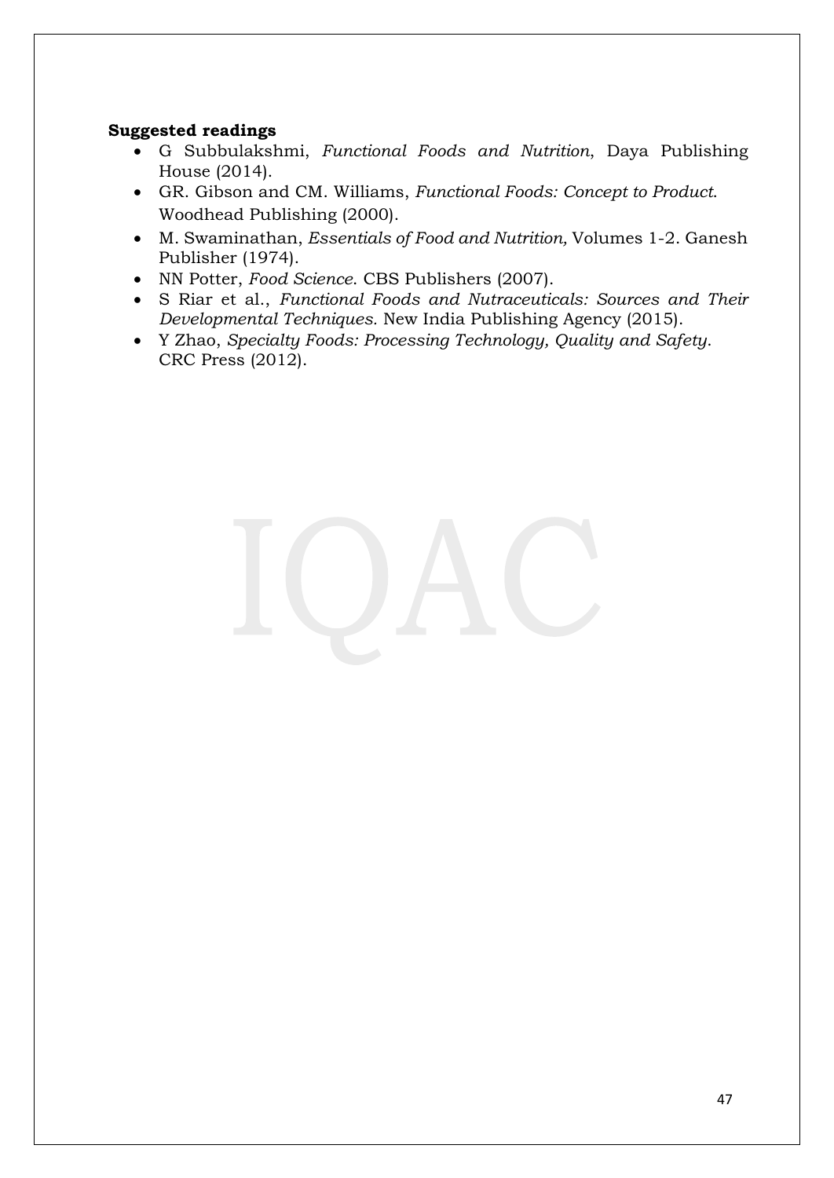**Suggested readings**

- G Subbulakshmi, *Functional Foods and Nutrition*, Daya Publishing House (2014).
- GR. Gibson and CM. Williams, *Functional Foods: Concept to Product*. Woodhead Publishing (2000).
- M. Swaminathan, *Essentials of Food and Nutrition,* Volumes 1-2. Ganesh Publisher (1974).
- NN Potter, *Food Science*. CBS Publishers (2007).
- S Riar et al., *Functional Foods and Nutraceuticals: Sources and Their Developmental Techniques.* New India Publishing Agency (2015).
- Y Zhao, *Specialty Foods: Processing Technology, Quality and Safety*. CRC Press (2012).